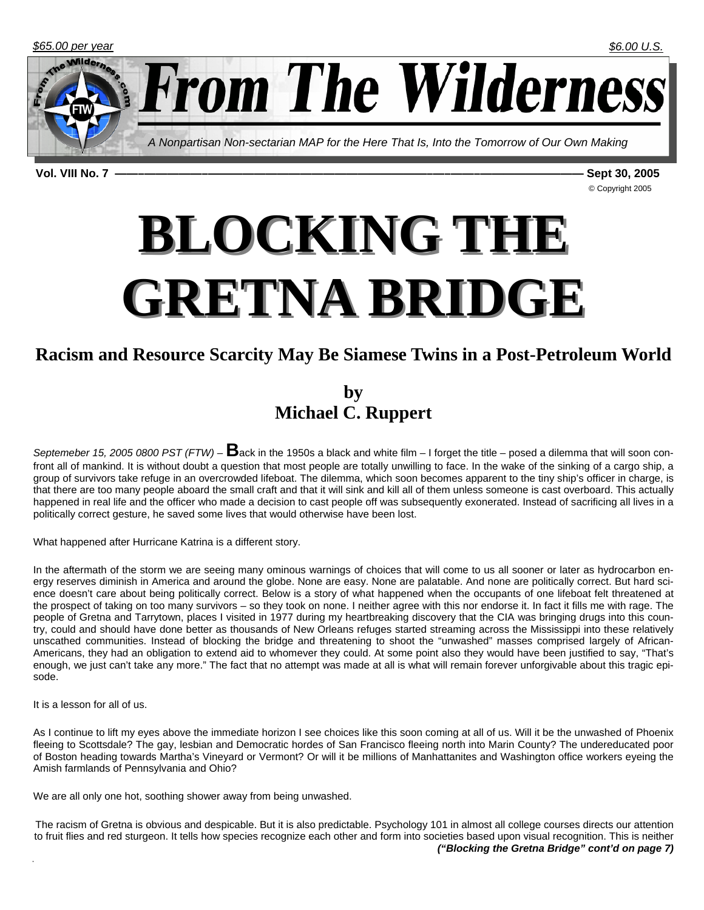$65.00 per year $6.00 U.S.

# From The Wilderness

*A Nonpartisan Non-sectarian MAP for the Here That Is, Into the Tomorrow of Our Own Making*

**Vol. VIII No. 7 — Sept 30, 2005**

© Copyright 2005

# BLOCKING THE GRETNA BRIDGE

## Racism and Resource Scarcity May Be Siamese Twins in a Post-Petroleum World

### by Michael C. Ruppert

*Septemeber 15, 2005 0800 PST (FTW)* – **B**ack in the 1950s a black and white film – I forget the title – posed a dilemma that will soon confront all of mankind. It is without doubt a question that most people are totally unwilling to face. In the wake of the sinking of a cargo ship, a group of survivors take refuge in an overcrowded lifeboat. The dilemma, which soon becomes apparent to the tiny ship's officer in charge, is that there are too many people aboard the small craft and that it will sink and kill all of them unless someone is cast overboard. This actually happened in real life and the officer who made a decision to cast people off was subsequently exonerated. Instead of sacrificing all lives in a politically correct gesture, he saved some lives that would otherwise have been lost.

What happened after Hurricane Katrina is a different story.

In the aftermath of the storm we are seeing many ominous warnings of choices that will come to us all sooner or later as hydrocarbon energy reserves diminish in America and around the globe. None are easy. None are palatable. And none are politically correct. But hard science doesn't care about being politically correct. Below is a story of what happened when the occupants of one lifeboat felt threatened at the prospect of taking on too many survivors – so they took on none. I neither agree with this nor endorse it. In fact it fills me with rage. The people of Gretna and Tarrytown, places I visited in 1977 during my heartbreaking discovery that the CIA was bringing drugs into this country, could and should have done better as thousands of New Orleans refuges started streaming across the Mississippi into these relatively unscathed communities. Instead of blocking the bridge and threatening to shoot the "unwashed" masses comprised largely of African-Americans, they had an obligation to extend aid to whomever they could. At some point also they would have been justified to say, "That's enough, we just can't take any more." The fact that no attempt was made at all is what will remain forever unforgivable about this tragic episode.

It is a lesson for all of us.

As I continue to lift my eyes above the immediate horizon I see choices like this soon coming at all of us. Will it be the unwashed of Phoenix fleeing to Scottsdale? The gay, lesbian and Democratic hordes of San Francisco fleeing north into Marin County? The undereducated poor of Boston heading towards Martha's Vineyard or Vermont? Or will it be millions of Manhattanites and Washington office workers eyeing the Amish farmlands of Pennsylvania and Ohio?

We are all only one hot, soothing shower away from being unwashed.

The racism of Gretna is obvious and despicable. But it is also predictable. Psychology 101 in almost all college courses directs our attention to fruit flies and red sturgeon. It tells how species recognize each other and form into societies based upon visual recognition. This is neither

***("Blocking the Gretna Bridge" cont'd on page 7)***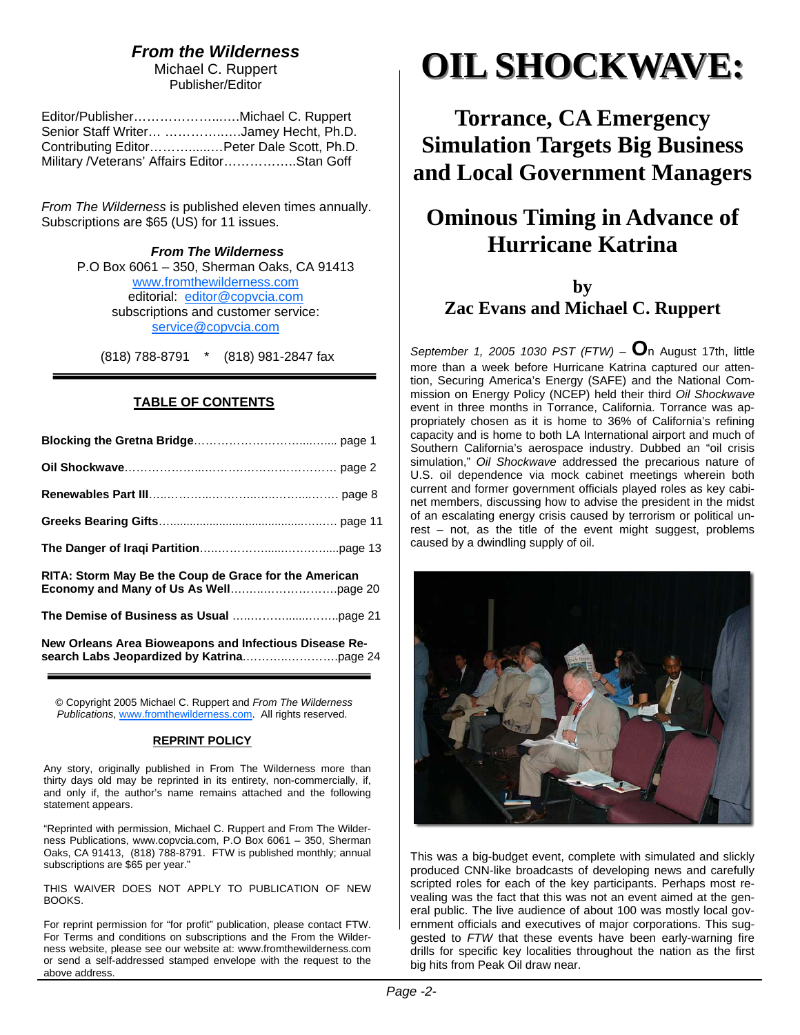## *From the Wilderness*

Michael C. Ruppert
Publisher/Editor

Editor/Publisher…………………..….Michael C. Ruppert
Senior Staff Writer… ……………..….Jamey Hecht, Ph.D.
Contributing Editor…………....….Peter Dale Scott, Ph.D.
Military /Veterans' Affairs Editor……………..Stan Goff

*From The Wilderness* is published eleven times annually. Subscriptions are $65 (US) for 11 issues.

***From The Wilderness***
P.O Box 6061 – 350, Sherman Oaks, CA 91413
www.fromthewilderness.com
editorial: editor@copvcia.com
subscriptions and customer service:
service@copvcia.com

(818) 788-8791 * (818) 981-2847 fax

### TABLE OF CONTENTS

**Blocking the Gretna Bridge**…………………………...…..... page 1

**Oil Shockwave**………………...…………………………… page 2

**Renewables Part III**…..……...……….…...….……...……. page 8

**Greeks Bearing Gifts**…..............................................……… page 11

**The Danger of Iraqi Partition**…..……………......………......page 13

**RITA: Storm May Be the Coup de Grace for the American Economy and Many of Us As Well**……...…………………….page 20

**The Demise of Business as Usual** ….……….......……..page 21

**New Orleans Area Bioweapons and Infectious Disease Research Labs Jeopardized by Katrina**……….………….page 24

© Copyright 2005 Michael C. Ruppert and *From The Wilderness Publications*, www.fromthewilderness.com. All rights reserved.

#### REPRINT POLICY

Any story, originally published in From The Wilderness more than thirty days old may be reprinted in its entirety, non-commercially, if, and only if, the author's name remains attached and the following statement appears.

"Reprinted with permission, Michael C. Ruppert and From The Wilderness Publications, www.copvcia.com, P.O Box 6061 – 350, Sherman Oaks, CA 91413, (818) 788-8791. FTW is published monthly; annual subscriptions are $65 per year."

THIS WAIVER DOES NOT APPLY TO PUBLICATION OF NEW BOOKS.

For reprint permission for "for profit" publication, please contact FTW. For Terms and conditions on subscriptions and the From the Wilderness website, please see our website at: www.fromthewilderness.com or send a self-addressed stamped envelope with the request to the above address.

# OIL SHOCKWAVE:

## Torrance, CA Emergency Simulation Targets Big Business and Local Government Managers

## Ominous Timing in Advance of Hurricane Katrina

### by
### Zac Evans and Michael C. Ruppert

*September 1, 2005 1030 PST (FTW)* – **O**n August 17th, little more than a week before Hurricane Katrina captured our attention, Securing America's Energy (SAFE) and the National Commission on Energy Policy (NCEP) held their third *Oil Shockwave* event in three months in Torrance, California. Torrance was appropriately chosen as it is home to 36% of California's refining capacity and is home to both LA International airport and much of Southern California's aerospace industry. Dubbed an "oil crisis simulation," *Oil Shockwave* addressed the precarious nature of U.S. oil dependence via mock cabinet meetings wherein both current and former government officials played roles as key cabinet members, discussing how to advise the president in the midst of an escalating energy crisis caused by terrorism or political unrest – not, as the title of the event might suggest, problems caused by a dwindling supply of oil.

This was a big-budget event, complete with simulated and slickly produced CNN-like broadcasts of developing news and carefully scripted roles for each of the key participants. Perhaps most revealing was the fact that this was not an event aimed at the general public. The live audience of about 100 was mostly local government officials and executives of major corporations. This suggested to *FTW* that these events have been early-warning fire drills for specific key localities throughout the nation as the first big hits from Peak Oil draw near.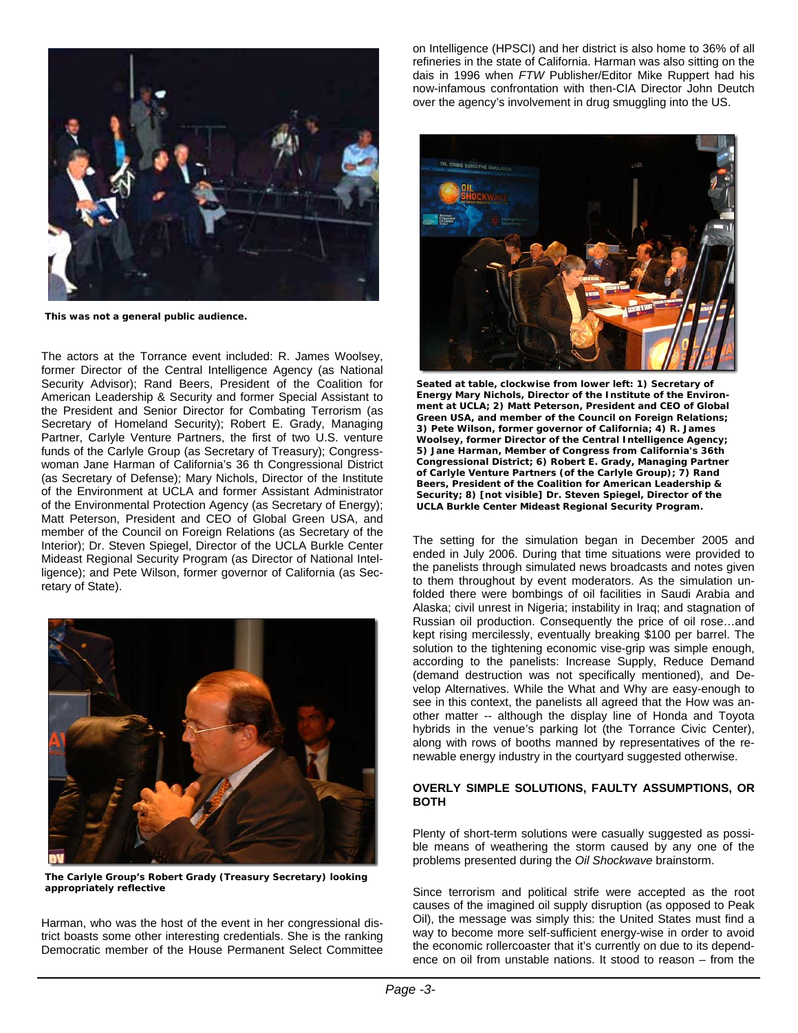This was not a general public audience.

The actors at the Torrance event included: R. James Woolsey, former Director of the Central Intelligence Agency (as National Security Advisor); Rand Beers, President of the Coalition for American Leadership & Security and former Special Assistant to the President and Senior Director for Combating Terrorism (as Secretary of Homeland Security); Robert E. Grady, Managing Partner, Carlyle Venture Partners, the first of two U.S. venture funds of the Carlyle Group (as Secretary of Treasury); Congresswoman Jane Harman of California's 36 th Congressional District (as Secretary of Defense); Mary Nichols, Director of the Institute of the Environment at UCLA and former Assistant Administrator of the Environmental Protection Agency (as Secretary of Energy); Matt Peterson, President and CEO of Global Green USA, and member of the Council on Foreign Relations (as Secretary of the Interior); Dr. Steven Spiegel, Director of the UCLA Burkle Center Mideast Regional Security Program (as Director of National Intelligence); and Pete Wilson, former governor of California (as Secretary of State).

**The Carlyle Group's Robert Grady (Treasury Secretary) looking appropriately reflective**

Harman, who was the host of the event in her congressional district boasts some other interesting credentials. She is the ranking Democratic member of the House Permanent Select Committee on Intelligence (HPSCI) and her district is also home to 36% of all refineries in the state of California. Harman was also sitting on the dais in 1996 when *FTW* Publisher/Editor Mike Ruppert had his now-infamous confrontation with then-CIA Director John Deutch over the agency's involvement in drug smuggling into the US.

**Seated at table, clockwise from lower left: 1) Secretary of Energy Mary Nichols, Director of the Institute of the Environment at UCLA; 2) Matt Peterson, President and CEO of Global Green USA, and member of the Council on Foreign Relations; 3) Pete Wilson, former governor of California; 4) R. James Woolsey, former Director of the Central Intelligence Agency; 5) Jane Harman, Member of Congress from California's 36th Congressional District; 6) Robert E. Grady, Managing Partner of Carlyle Venture Partners (of the Carlyle Group); 7) Rand Beers, President of the Coalition for American Leadership & Security; 8) [not visible] Dr. Steven Spiegel, Director of the UCLA Burkle Center Mideast Regional Security Program.**

The setting for the simulation began in December 2005 and ended in July 2006. During that time situations were provided to the panelists through simulated news broadcasts and notes given to them throughout by event moderators. As the simulation unfolded there were bombings of oil facilities in Saudi Arabia and Alaska; civil unrest in Nigeria; instability in Iraq; and stagnation of Russian oil production. Consequently the price of oil rose…and kept rising mercilessly, eventually breaking $100 per barrel. The solution to the tightening economic vise-grip was simple enough, according to the panelists: Increase Supply, Reduce Demand (demand destruction was not specifically mentioned), and Develop Alternatives. While the What and Why are easy-enough to see in this context, the panelists all agreed that the How was another matter -- although the display line of Honda and Toyota hybrids in the venue's parking lot (the Torrance Civic Center), along with rows of booths manned by representatives of the renewable energy industry in the courtyard suggested otherwise.

## OVERLY SIMPLE SOLUTIONS, FAULTY ASSUMPTIONS, OR BOTH

Plenty of short-term solutions were casually suggested as possible means of weathering the storm caused by any one of the problems presented during the *Oil Shockwave* brainstorm.

Since terrorism and political strife were accepted as the root causes of the imagined oil supply disruption (as opposed to Peak Oil), the message was simply this: the United States must find a way to become more self-sufficient energy-wise in order to avoid the economic rollercoaster that it's currently on due to its dependence on oil from unstable nations. It stood to reason – from the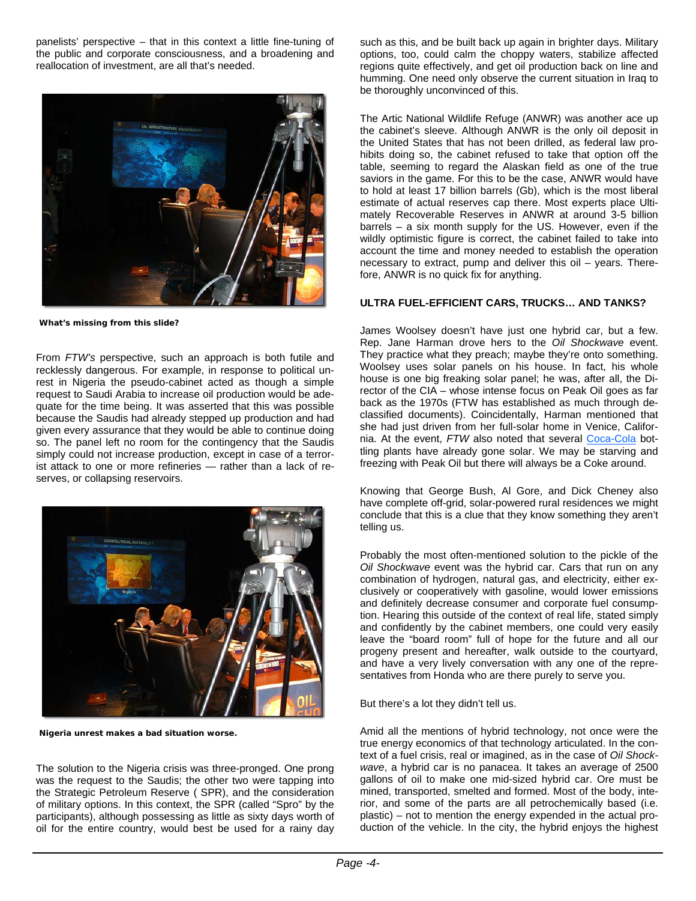panelists' perspective – that in this context a little fine-tuning of the public and corporate consciousness, and a broadening and reallocation of investment, are all that's needed.

**What's missing from this slide?**

From *FTW's* perspective, such an approach is both futile and recklessly dangerous. For example, in response to political unrest in Nigeria the pseudo-cabinet acted as though a simple request to Saudi Arabia to increase oil production would be adequate for the time being. It was asserted that this was possible because the Saudis had already stepped up production and had given every assurance that they would be able to continue doing so. The panel left no room for the contingency that the Saudis simply could not increase production, except in case of a terrorist attack to one or more refineries — rather than a lack of reserves, or collapsing reservoirs.

**Nigeria unrest makes a bad situation worse.**

The solution to the Nigeria crisis was three-pronged. One prong was the request to the Saudis; the other two were tapping into the Strategic Petroleum Reserve ( SPR), and the consideration of military options. In this context, the SPR (called "Spro" by the participants), although possessing as little as sixty days worth of oil for the entire country, would best be used for a rainy day such as this, and be built back up again in brighter days. Military options, too, could calm the choppy waters, stabilize affected regions quite effectively, and get oil production back on line and humming. One need only observe the current situation in Iraq to be thoroughly unconvinced of this.

The Artic National Wildlife Refuge (ANWR) was another ace up the cabinet's sleeve. Although ANWR is the only oil deposit in the United States that has not been drilled, as federal law prohibits doing so, the cabinet refused to take that option off the table, seeming to regard the Alaskan field as one of the true saviors in the game. For this to be the case, ANWR would have to hold at least 17 billion barrels (Gb), which is the most liberal estimate of actual reserves cap there. Most experts place Ultimately Recoverable Reserves in ANWR at around 3-5 billion barrels – a six month supply for the US. However, even if the wildly optimistic figure is correct, the cabinet failed to take into account the time and money needed to establish the operation necessary to extract, pump and deliver this oil – years. Therefore, ANWR is no quick fix for anything.

### ULTRA FUEL-EFFICIENT CARS, TRUCKS… AND TANKS?

James Woolsey doesn't have just one hybrid car, but a few. Rep. Jane Harman drove hers to the *Oil Shockwave* event. They practice what they preach; maybe they're onto something. Woolsey uses solar panels on his house. In fact, his whole house is one big freaking solar panel; he was, after all, the Director of the CIA – whose intense focus on Peak Oil goes as far back as the 1970s (FTW has established as much through declassified documents). Coincidentally, Harman mentioned that she had just driven from her full-solar home in Venice, California. At the event, *FTW* also noted that several Coca-Cola bottling plants have already gone solar. We may be starving and freezing with Peak Oil but there will always be a Coke around.

Knowing that George Bush, Al Gore, and Dick Cheney also have complete off-grid, solar-powered rural residences we might conclude that this is a clue that they know something they aren't telling us.

Probably the most often-mentioned solution to the pickle of the *Oil Shockwave* event was the hybrid car. Cars that run on any combination of hydrogen, natural gas, and electricity, either exclusively or cooperatively with gasoline, would lower emissions and definitely decrease consumer and corporate fuel consumption. Hearing this outside of the context of real life, stated simply and confidently by the cabinet members, one could very easily leave the "board room" full of hope for the future and all our progeny present and hereafter, walk outside to the courtyard, and have a very lively conversation with any one of the representatives from Honda who are there purely to serve you.

But there's a lot they didn't tell us.

Amid all the mentions of hybrid technology, not once were the true energy economics of that technology articulated. In the context of a fuel crisis, real or imagined, as in the case of *Oil Shockwave*, a hybrid car is no panacea. It takes an average of 2500 gallons of oil to make one mid-sized hybrid car. Ore must be mined, transported, smelted and formed. Most of the body, interior, and some of the parts are all petrochemically based (i.e. plastic) – not to mention the energy expended in the actual production of the vehicle. In the city, the hybrid enjoys the highest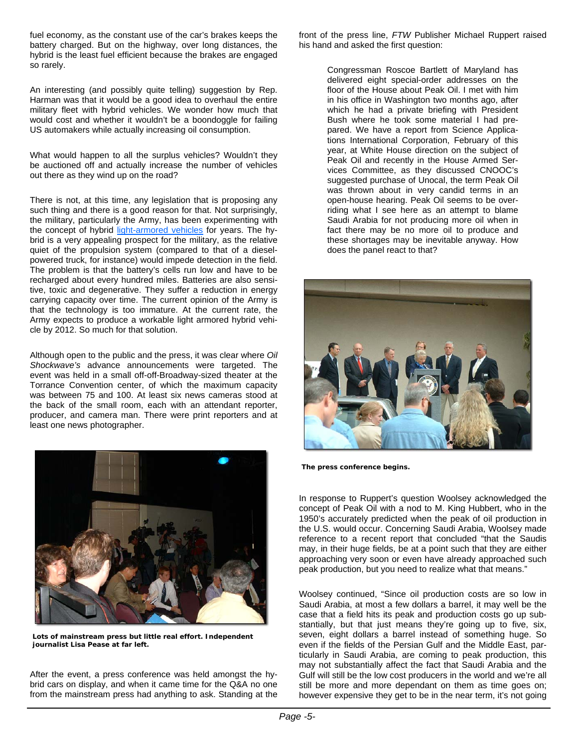fuel economy, as the constant use of the car's brakes keeps the battery charged. But on the highway, over long distances, the hybrid is the least fuel efficient because the brakes are engaged so rarely.

An interesting (and possibly quite telling) suggestion by Rep. Harman was that it would be a good idea to overhaul the entire military fleet with hybrid vehicles. We wonder how much that would cost and whether it wouldn't be a boondoggle for failing US automakers while actually increasing oil consumption.

What would happen to all the surplus vehicles? Wouldn't they be auctioned off and actually increase the number of vehicles out there as they wind up on the road?

There is not, at this time, any legislation that is proposing any such thing and there is a good reason for that. Not surprisingly, the military, particularly the Army, has been experimenting with the concept of hybrid light-armored vehicles for years. The hybrid is a very appealing prospect for the military, as the relative quiet of the propulsion system (compared to that of a diesel-powered truck, for instance) would impede detection in the field. The problem is that the battery's cells run low and have to be recharged about every hundred miles. Batteries are also sensitive, toxic and degenerative. They suffer a reduction in energy carrying capacity over time. The current opinion of the Army is that the technology is too immature. At the current rate, the Army expects to produce a workable light armored hybrid vehicle by 2012. So much for that solution.

Although open to the public and the press, it was clear where *Oil Shockwave's* advance announcements were targeted. The event was held in a small off-off-Broadway-sized theater at the Torrance Convention center, of which the maximum capacity was between 75 and 100. At least six news cameras stood at the back of the small room, each with an attendant reporter, producer, and camera man. There were print reporters and at least one news photographer.

**Lots of mainstream press but little real effort. Independent journalist Lisa Pease at far left.**

After the event, a press conference was held amongst the hybrid cars on display, and when it came time for the Q&A no one from the mainstream press had anything to ask. Standing at the front of the press line, *FTW* Publisher Michael Ruppert raised his hand and asked the first question:

> Congressman Roscoe Bartlett of Maryland has delivered eight special-order addresses on the floor of the House about Peak Oil. I met with him in his office in Washington two months ago, after which he had a private briefing with President Bush where he took some material I had prepared. We have a report from Science Applications International Corporation, February of this year, at White House direction on the subject of Peak Oil and recently in the House Armed Services Committee, as they discussed CNOOC's suggested purchase of Unocal, the term Peak Oil was thrown about in very candid terms in an open-house hearing. Peak Oil seems to be overriding what I see here as an attempt to blame Saudi Arabia for not producing more oil when in fact there may be no more oil to produce and these shortages may be inevitable anyway. How does the panel react to that?

**The press conference begins.**

In response to Ruppert's question Woolsey acknowledged the concept of Peak Oil with a nod to M. King Hubbert, who in the 1950's accurately predicted when the peak of oil production in the U.S. would occur. Concerning Saudi Arabia, Woolsey made reference to a recent report that concluded "that the Saudis may, in their huge fields, be at a point such that they are either approaching very soon or even have already approached such peak production, but you need to realize what that means."

Woolsey continued, "Since oil production costs are so low in Saudi Arabia, at most a few dollars a barrel, it may well be the case that a field hits its peak and production costs go up substantially, but that just means they're going up to five, six, seven, eight dollars a barrel instead of something huge. So even if the fields of the Persian Gulf and the Middle East, particularly in Saudi Arabia, are coming to peak production, this may not substantially affect the fact that Saudi Arabia and the Gulf will still be the low cost producers in the world and we're all still be more and more dependant on them as time goes on; however expensive they get to be in the near term, it's not going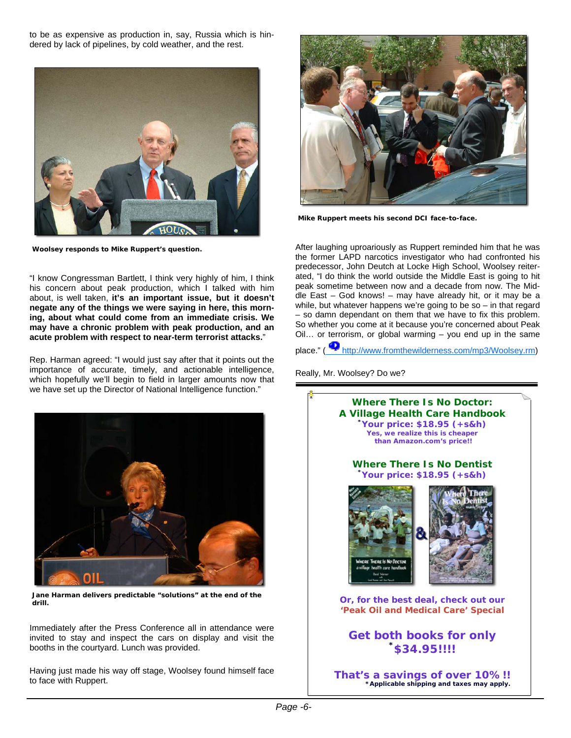to be as expensive as production in, say, Russia which is hindered by lack of pipelines, by cold weather, and the rest.

**Woolsey responds to Mike Ruppert's question.**

"I know Congressman Bartlett, I think very highly of him, I think his concern about peak production, which I talked with him about, is well taken, **it's an important issue, but it doesn't negate any of the things we were saying in here, this morning, about what could come from an immediate crisis. We may have a chronic problem with peak production, and an acute problem with respect to near-term terrorist attacks.**"

Rep. Harman agreed: "I would just say after that it points out the importance of accurate, timely, and actionable intelligence, which hopefully we'll begin to field in larger amounts now that we have set up the Director of National Intelligence function."

**Jane Harman delivers predictable "solutions" at the end of the drill.**

Immediately after the Press Conference all in attendance were invited to stay and inspect the cars on display and visit the booths in the courtyard. Lunch was provided.

Having just made his way off stage, Woolsey found himself face to face with Ruppert.

**Mike Ruppert meets his second DCI face-to-face.**

After laughing uproariously as Ruppert reminded him that he was the former LAPD narcotics investigator who had confronted his predecessor, John Deutch at Locke High School, Woolsey reiterated, "I do think the world outside the Middle East is going to hit peak sometime between now and a decade from now. The Middle East – God knows! – may have already hit, or it may be a while, but whatever happens we're going to be so – in that regard – so damn dependant on them that we have to fix this problem. So whether you come at it because you're concerned about Peak Oil… or terrorism, or global warming – you end up in the same place." ( http://www.fromthewilderness.com/mp3/Woolsey.rm)

Really, Mr. Woolsey? Do we?

---

**Where There Is No Doctor: A Village Health Care Handbook**
***Your price: $18.95 (+s&h)**
**Yes, we realize this is cheaper than Amazon.com's price!!**

**Where There Is No Dentist**
***Your price: $18.95 (+s&h)**

**Or, for the best deal, check out our 'Peak Oil and Medical Care' Special**

**Get both books for only *$34.95!!!!**

**That's a savings of over 10% !!**
***Applicable shipping and taxes may apply.**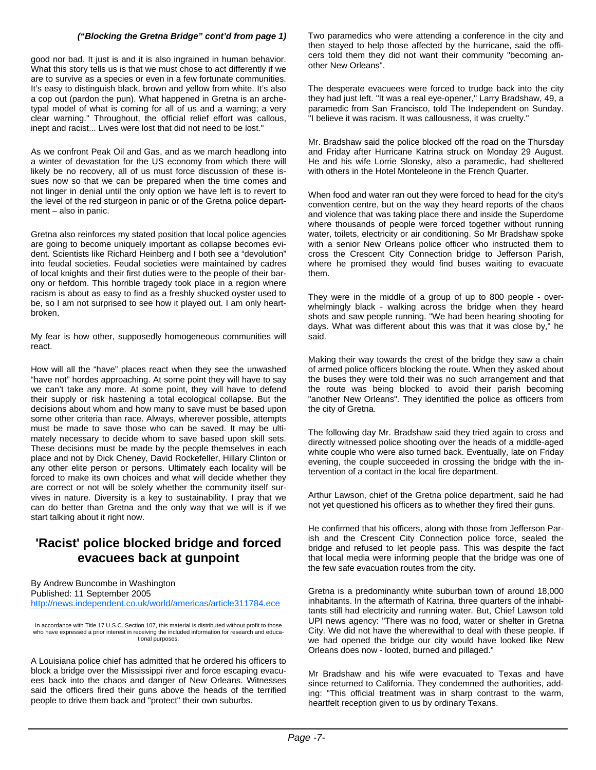*("Blocking the Gretna Bridge" cont'd from page 1)*

good nor bad. It just is and it is also ingrained in human behavior. What this story tells us is that we must chose to act differently if we are to survive as a species or even in a few fortunate communities. It's easy to distinguish black, brown and yellow from white. It's also a cop out (pardon the pun). What happened in Gretna is an archetypal model of what is coming for all of us and a warning; a very clear warning." Throughout, the official relief effort was callous, inept and racist... Lives were lost that did not need to be lost."

As we confront Peak Oil and Gas, and as we march headlong into a winter of devastation for the US economy from which there will likely be no recovery, all of us must force discussion of these issues now so that we can be prepared when the time comes and not linger in denial until the only option we have left is to revert to the level of the red sturgeon in panic or of the Gretna police department – also in panic.

Gretna also reinforces my stated position that local police agencies are going to become uniquely important as collapse becomes evident. Scientists like Richard Heinberg and I both see a "devolution" into feudal societies. Feudal societies were maintained by cadres of local knights and their first duties were to the people of their barony or fiefdom. This horrible tragedy took place in a region where racism is about as easy to find as a freshly shucked oyster used to be, so I am not surprised to see how it played out. I am only heartbroken.

My fear is how other, supposedly homogeneous communities will react.

How will all the "have" places react when they see the unwashed "have not" hordes approaching. At some point they will have to say we can't take any more. At some point, they will have to defend their supply or risk hastening a total ecological collapse. But the decisions about whom and how many to save must be based upon some other criteria than race. Always, wherever possible, attempts must be made to save those who can be saved. It may be ultimately necessary to decide whom to save based upon skill sets. These decisions must be made by the people themselves in each place and not by Dick Cheney, David Rockefeller, Hillary Clinton or any other elite person or persons. Ultimately each locality will be forced to make its own choices and what will decide whether they are correct or not will be solely whether the community itself survives in nature. Diversity is a key to sustainability. I pray that we can do better than Gretna and the only way that we will is if we start talking about it right now.

## 'Racist' police blocked bridge and forced evacuees back at gunpoint

By Andrew Buncombe in Washington
Published: 11 September 2005
http://news.independent.co.uk/world/americas/article311784.ece

In accordance with Title 17 U.S.C. Section 107, this material is distributed without profit to those who have expressed a prior interest in receiving the included information for research and educational purposes.

A Louisiana police chief has admitted that he ordered his officers to block a bridge over the Mississippi river and force escaping evacuees back into the chaos and danger of New Orleans. Witnesses said the officers fired their guns above the heads of the terrified people to drive them back and "protect" their own suburbs.

Two paramedics who were attending a conference in the city and then stayed to help those affected by the hurricane, said the officers told them they did not want their community "becoming another New Orleans".

The desperate evacuees were forced to trudge back into the city they had just left. "It was a real eye-opener," Larry Bradshaw, 49, a paramedic from San Francisco, told The Independent on Sunday. "I believe it was racism. It was callousness, it was cruelty."

Mr. Bradshaw said the police blocked off the road on the Thursday and Friday after Hurricane Katrina struck on Monday 29 August. He and his wife Lorrie Slonsky, also a paramedic, had sheltered with others in the Hotel Monteleone in the French Quarter.

When food and water ran out they were forced to head for the city's convention centre, but on the way they heard reports of the chaos and violence that was taking place there and inside the Superdome where thousands of people were forced together without running water, toilets, electricity or air conditioning. So Mr Bradshaw spoke with a senior New Orleans police officer who instructed them to cross the Crescent City Connection bridge to Jefferson Parish, where he promised they would find buses waiting to evacuate them.

They were in the middle of a group of up to 800 people - overwhelmingly black - walking across the bridge when they heard shots and saw people running. "We had been hearing shooting for days. What was different about this was that it was close by," he said.

Making their way towards the crest of the bridge they saw a chain of armed police officers blocking the route. When they asked about the buses they were told their was no such arrangement and that the route was being blocked to avoid their parish becoming "another New Orleans". They identified the police as officers from the city of Gretna.

The following day Mr. Bradshaw said they tried again to cross and directly witnessed police shooting over the heads of a middle-aged white couple who were also turned back. Eventually, late on Friday evening, the couple succeeded in crossing the bridge with the intervention of a contact in the local fire department.

Arthur Lawson, chief of the Gretna police department, said he had not yet questioned his officers as to whether they fired their guns.

He confirmed that his officers, along with those from Jefferson Parish and the Crescent City Connection police force, sealed the bridge and refused to let people pass. This was despite the fact that local media were informing people that the bridge was one of the few safe evacuation routes from the city.

Gretna is a predominantly white suburban town of around 18,000 inhabitants. In the aftermath of Katrina, three quarters of the inhabitants still had electricity and running water. But, Chief Lawson told UPI news agency: "There was no food, water or shelter in Gretna City. We did not have the wherewithal to deal with these people. If we had opened the bridge our city would have looked like New Orleans does now - looted, burned and pillaged."

Mr Bradshaw and his wife were evacuated to Texas and have since returned to California. They condemned the authorities, adding: "This official treatment was in sharp contrast to the warm, heartfelt reception given to us by ordinary Texans.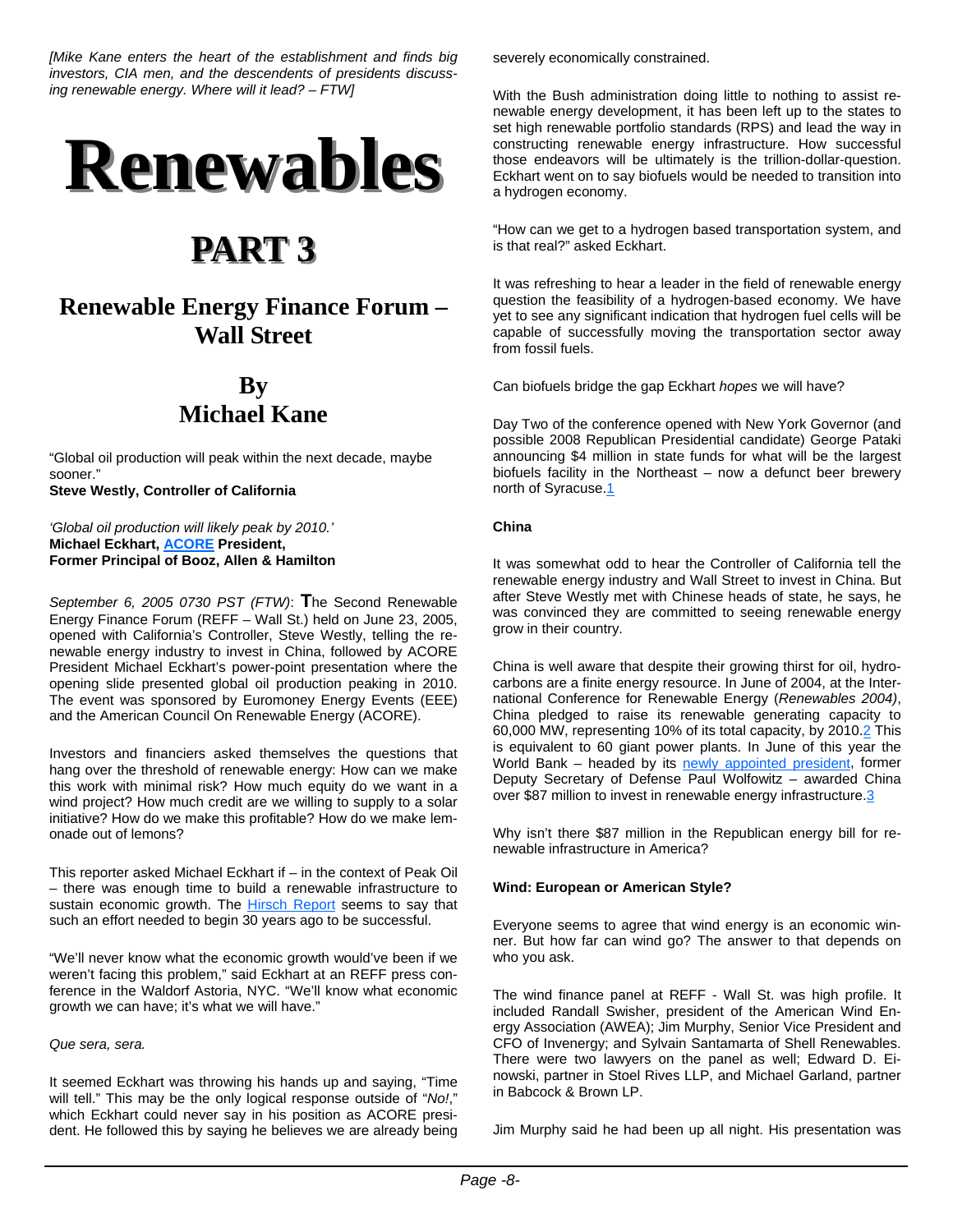*[Mike Kane enters the heart of the establishment and finds big investors, CIA men, and the descendents of presidents discussing renewable energy. Where will it lead? – FTW]*

# Renewables

## PART 3

### Renewable Energy Finance Forum – Wall Street

### By Michael Kane

"Global oil production will peak within the next decade, maybe sooner."
**Steve Westly, Controller of California**

*'Global oil production will likely peak by 2010.'*
**Michael Eckhart, ACORE President,**
**Former Principal of Booz, Allen & Hamilton**

*September 6, 2005 0730 PST (FTW)*: **T**he Second Renewable Energy Finance Forum (REFF – Wall St.) held on June 23, 2005, opened with California's Controller, Steve Westly, telling the renewable energy industry to invest in China, followed by ACORE President Michael Eckhart's power-point presentation where the opening slide presented global oil production peaking in 2010. The event was sponsored by Euromoney Energy Events (EEE) and the American Council On Renewable Energy (ACORE).

Investors and financiers asked themselves the questions that hang over the threshold of renewable energy: How can we make this work with minimal risk? How much equity do we want in a wind project? How much credit are we willing to supply to a solar initiative? How do we make this profitable? How do we make lemonade out of lemons?

This reporter asked Michael Eckhart if – in the context of Peak Oil – there was enough time to build a renewable infrastructure to sustain economic growth. The Hirsch Report seems to say that such an effort needed to begin 30 years ago to be successful.

"We'll never know what the economic growth would've been if we weren't facing this problem," said Eckhart at an REFF press conference in the Waldorf Astoria, NYC. "We'll know what economic growth we can have; it's what we will have."

*Que sera, sera.*

It seemed Eckhart was throwing his hands up and saying, "Time will tell." This may be the only logical response outside of "*No!*," which Eckhart could never say in his position as ACORE president. He followed this by saying he believes we are already being severely economically constrained.

With the Bush administration doing little to nothing to assist renewable energy development, it has been left up to the states to set high renewable portfolio standards (RPS) and lead the way in constructing renewable energy infrastructure. How successful those endeavors will be ultimately is the trillion-dollar-question. Eckhart went on to say biofuels would be needed to transition into a hydrogen economy.

"How can we get to a hydrogen based transportation system, and is that real?" asked Eckhart.

It was refreshing to hear a leader in the field of renewable energy question the feasibility of a hydrogen-based economy. We have yet to see any significant indication that hydrogen fuel cells will be capable of successfully moving the transportation sector away from fossil fuels.

Can biofuels bridge the gap Eckhart *hopes* we will have?

Day Two of the conference opened with New York Governor (and possible 2008 Republican Presidential candidate) George Pataki announcing $4 million in state funds for what will be the largest biofuels facility in the Northeast – now a defunct beer brewery north of Syracuse.[1]

**China**

It was somewhat odd to hear the Controller of California tell the renewable energy industry and Wall Street to invest in China. But after Steve Westly met with Chinese heads of state, he says, he was convinced they are committed to seeing renewable energy grow in their country.

China is well aware that despite their growing thirst for oil, hydrocarbons are a finite energy resource. In June of 2004, at the International Conference for Renewable Energy (*Renewables 2004)*, China pledged to raise its renewable generating capacity to 60,000 MW, representing 10% of its total capacity, by 2010.[2] This is equivalent to 60 giant power plants. In June of this year the World Bank – headed by its newly appointed president, former Deputy Secretary of Defense Paul Wolfowitz – awarded China over $87 million to invest in renewable energy infrastructure.[3]

Why isn't there $87 million in the Republican energy bill for renewable infrastructure in America?

**Wind: European or American Style?**

Everyone seems to agree that wind energy is an economic winner. But how far can wind go? The answer to that depends on who you ask.

The wind finance panel at REFF - Wall St. was high profile. It included Randall Swisher, president of the American Wind Energy Association (AWEA); Jim Murphy, Senior Vice President and CFO of Invenergy; and Sylvain Santamarta of Shell Renewables. There were two lawyers on the panel as well; Edward D. Einowski, partner in Stoel Rives LLP, and Michael Garland, partner in Babcock & Brown LP.

Jim Murphy said he had been up all night. His presentation was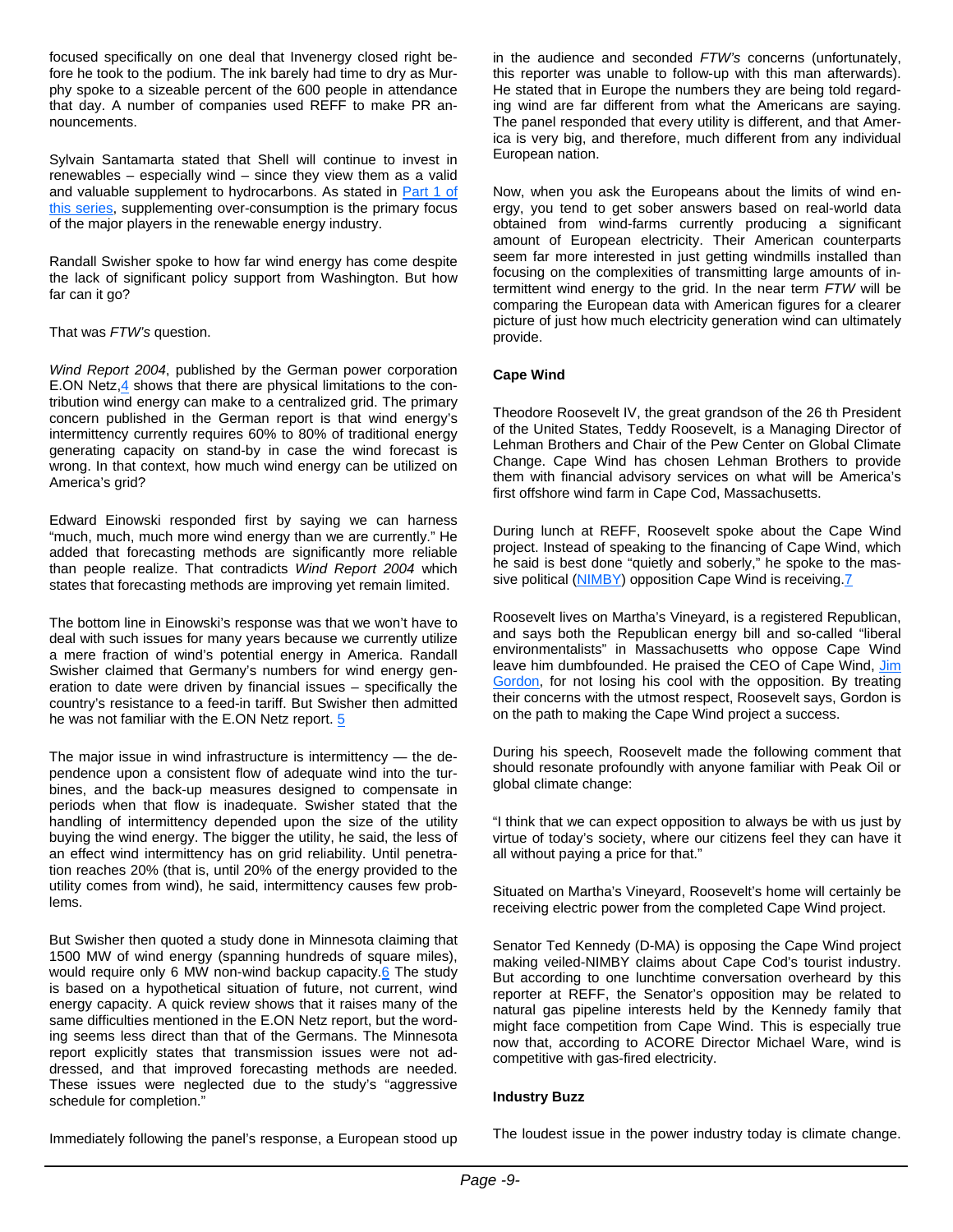focused specifically on one deal that Invenergy closed right before he took to the podium. The ink barely had time to dry as Murphy spoke to a sizeable percent of the 600 people in attendance that day. A number of companies used REFF to make PR announcements.

Sylvain Santamarta stated that Shell will continue to invest in renewables – especially wind – since they view them as a valid and valuable supplement to hydrocarbons. As stated in Part 1 of this series, supplementing over-consumption is the primary focus of the major players in the renewable energy industry.

Randall Swisher spoke to how far wind energy has come despite the lack of significant policy support from Washington. But how far can it go?

That was *FTW's* question.

*Wind Report 2004*, published by the German power corporation E.ON Netz,[4] shows that there are physical limitations to the contribution wind energy can make to a centralized grid. The primary concern published in the German report is that wind energy's intermittency currently requires 60% to 80% of traditional energy generating capacity on stand-by in case the wind forecast is wrong. In that context, how much wind energy can be utilized on America's grid?

Edward Einowski responded first by saying we can harness "much, much, much more wind energy than we are currently." He added that forecasting methods are significantly more reliable than people realize. That contradicts *Wind Report 2004* which states that forecasting methods are improving yet remain limited.

The bottom line in Einowski's response was that we won't have to deal with such issues for many years because we currently utilize a mere fraction of wind's potential energy in America. Randall Swisher claimed that Germany's numbers for wind energy generation to date were driven by financial issues – specifically the country's resistance to a feed-in tariff. But Swisher then admitted he was not familiar with the E.ON Netz report. [5]

The major issue in wind infrastructure is intermittency — the dependence upon a consistent flow of adequate wind into the turbines, and the back-up measures designed to compensate in periods when that flow is inadequate. Swisher stated that the handling of intermittency depended upon the size of the utility buying the wind energy. The bigger the utility, he said, the less of an effect wind intermittency has on grid reliability. Until penetration reaches 20% (that is, until 20% of the energy provided to the utility comes from wind), he said, intermittency causes few problems.

But Swisher then quoted a study done in Minnesota claiming that 1500 MW of wind energy (spanning hundreds of square miles), would require only 6 MW non-wind backup capacity.[6] The study is based on a hypothetical situation of future, not current, wind energy capacity. A quick review shows that it raises many of the same difficulties mentioned in the E.ON Netz report, but the wording seems less direct than that of the Germans. The Minnesota report explicitly states that transmission issues were not addressed, and that improved forecasting methods are needed. These issues were neglected due to the study's "aggressive schedule for completion."

Immediately following the panel's response, a European stood up in the audience and seconded *FTW's* concerns (unfortunately, this reporter was unable to follow-up with this man afterwards). He stated that in Europe the numbers they are being told regarding wind are far different from what the Americans are saying. The panel responded that every utility is different, and that America is very big, and therefore, much different from any individual European nation.

Now, when you ask the Europeans about the limits of wind energy, you tend to get sober answers based on real-world data obtained from wind-farms currently producing a significant amount of European electricity. Their American counterparts seem far more interested in just getting windmills installed than focusing on the complexities of transmitting large amounts of intermittent wind energy to the grid. In the near term *FTW* will be comparing the European data with American figures for a clearer picture of just how much electricity generation wind can ultimately provide.

**Cape Wind**

Theodore Roosevelt IV, the great grandson of the 26 th President of the United States, Teddy Roosevelt, is a Managing Director of Lehman Brothers and Chair of the Pew Center on Global Climate Change. Cape Wind has chosen Lehman Brothers to provide them with financial advisory services on what will be America's first offshore wind farm in Cape Cod, Massachusetts.

During lunch at REFF, Roosevelt spoke about the Cape Wind project. Instead of speaking to the financing of Cape Wind, which he said is best done "quietly and soberly," he spoke to the massive political (NIMBY) opposition Cape Wind is receiving.[7]

Roosevelt lives on Martha's Vineyard, is a registered Republican, and says both the Republican energy bill and so-called "liberal environmentalists" in Massachusetts who oppose Cape Wind leave him dumbfounded. He praised the CEO of Cape Wind, Jim Gordon, for not losing his cool with the opposition. By treating their concerns with the utmost respect, Roosevelt says, Gordon is on the path to making the Cape Wind project a success.

During his speech, Roosevelt made the following comment that should resonate profoundly with anyone familiar with Peak Oil or global climate change:

"I think that we can expect opposition to always be with us just by virtue of today's society, where our citizens feel they can have it all without paying a price for that."

Situated on Martha's Vineyard, Roosevelt's home will certainly be receiving electric power from the completed Cape Wind project.

Senator Ted Kennedy (D-MA) is opposing the Cape Wind project making veiled-NIMBY claims about Cape Cod's tourist industry. But according to one lunchtime conversation overheard by this reporter at REFF, the Senator's opposition may be related to natural gas pipeline interests held by the Kennedy family that might face competition from Cape Wind. This is especially true now that, according to ACORE Director Michael Ware, wind is competitive with gas-fired electricity.

**Industry Buzz**

The loudest issue in the power industry today is climate change.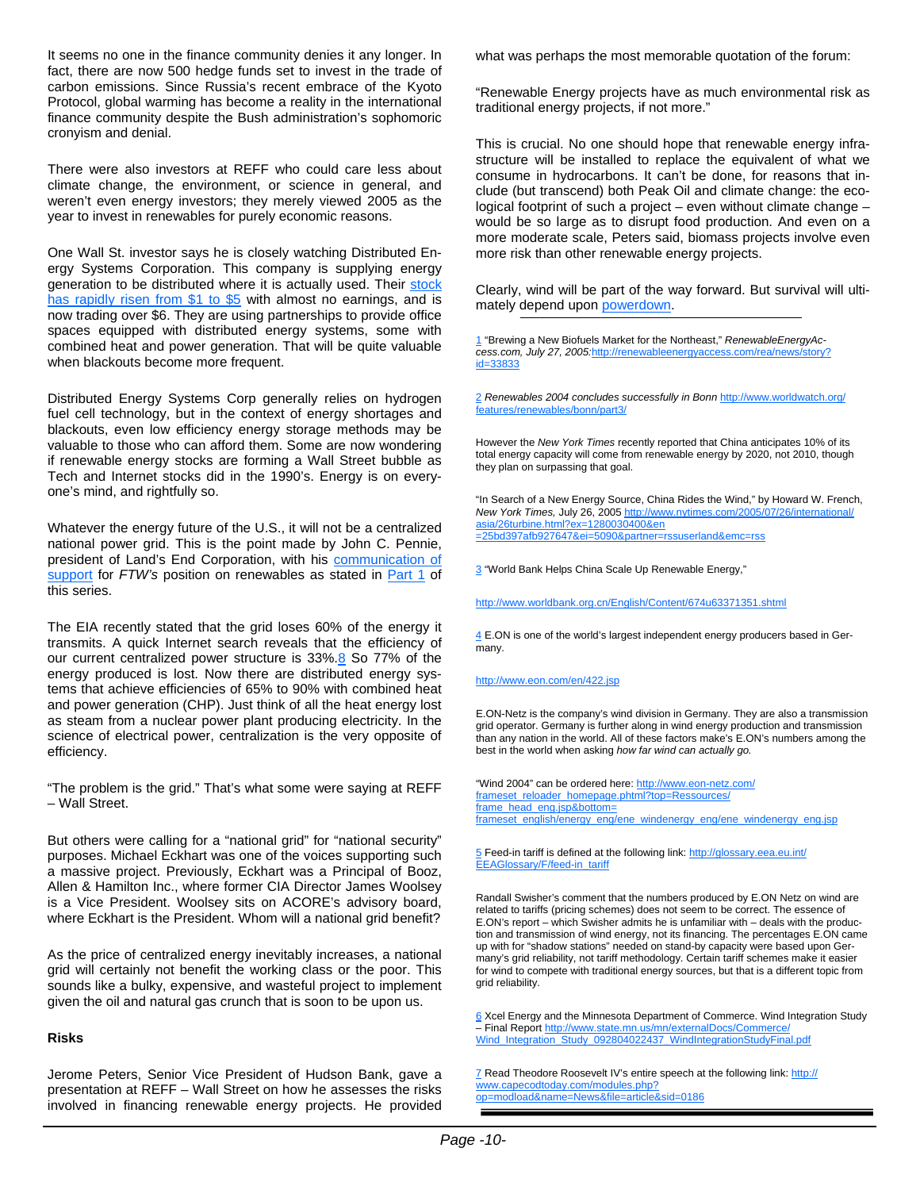It seems no one in the finance community denies it any longer. In fact, there are now 500 hedge funds set to invest in the trade of carbon emissions. Since Russia's recent embrace of the Kyoto Protocol, global warming has become a reality in the international finance community despite the Bush administration's sophomoric cronyism and denial.

There were also investors at REFF who could care less about climate change, the environment, or science in general, and weren't even energy investors; they merely viewed 2005 as the year to invest in renewables for purely economic reasons.

One Wall St. investor says he is closely watching Distributed Energy Systems Corporation. This company is supplying energy generation to be distributed where it is actually used. Their stock has rapidly risen from $1 to $5 with almost no earnings, and is now trading over $6. They are using partnerships to provide office spaces equipped with distributed energy systems, some with combined heat and power generation. That will be quite valuable when blackouts become more frequent.

Distributed Energy Systems Corp generally relies on hydrogen fuel cell technology, but in the context of energy shortages and blackouts, even low efficiency energy storage methods may be valuable to those who can afford them. Some are now wondering if renewable energy stocks are forming a Wall Street bubble as Tech and Internet stocks did in the 1990's. Energy is on everyone's mind, and rightfully so.

Whatever the energy future of the U.S., it will not be a centralized national power grid. This is the point made by John C. Pennie, president of Land's End Corporation, with his communication of support for *FTW's* position on renewables as stated in Part 1 of this series.

The EIA recently stated that the grid loses 60% of the energy it transmits. A quick Internet search reveals that the efficiency of our current centralized power structure is 33%.[8] So 77% of the energy produced is lost. Now there are distributed energy systems that achieve efficiencies of 65% to 90% with combined heat and power generation (CHP). Just think of all the heat energy lost as steam from a nuclear power plant producing electricity. In the science of electrical power, centralization is the very opposite of efficiency.

"The problem is the grid." That's what some were saying at REFF – Wall Street.

But others were calling for a "national grid" for "national security" purposes. Michael Eckhart was one of the voices supporting such a massive project. Previously, Eckhart was a Principal of Booz, Allen & Hamilton Inc., where former CIA Director James Woolsey is a Vice President. Woolsey sits on ACORE's advisory board, where Eckhart is the President. Whom will a national grid benefit?

As the price of centralized energy inevitably increases, a national grid will certainly not benefit the working class or the poor. This sounds like a bulky, expensive, and wasteful project to implement given the oil and natural gas crunch that is soon to be upon us.

**Risks**

Jerome Peters, Senior Vice President of Hudson Bank, gave a presentation at REFF – Wall Street on how he assesses the risks involved in financing renewable energy projects. He provided what was perhaps the most memorable quotation of the forum:

"Renewable Energy projects have as much environmental risk as traditional energy projects, if not more."

This is crucial. No one should hope that renewable energy infrastructure will be installed to replace the equivalent of what we consume in hydrocarbons. It can't be done, for reasons that include (but transcend) both Peak Oil and climate change: the ecological footprint of such a project – even without climate change – would be so large as to disrupt food production. And even on a more moderate scale, Peters said, biomass projects involve even more risk than other renewable energy projects.

Clearly, wind will be part of the way forward. But survival will ultimately depend upon powerdown.

---

1 "Brewing a New Biofuels Market for the Northeast," *RenewableEnergyAccess.com, July 27, 2005:*http://renewableenergyaccess.com/rea/news/story?id=33833

2 *Renewables 2004 concludes successfully in Bonn* http://www.worldwatch.org/features/renewables/bonn/part3/

However the *New York Times* recently reported that China anticipates 10% of its total energy capacity will come from renewable energy by 2020, not 2010, though they plan on surpassing that goal.

"In Search of a New Energy Source, China Rides the Wind," by Howard W. French, *New York Times,* July 26, 2005 http://www.nytimes.com/2005/07/26/international/asia/26turbine.html?ex=1280030400&en=25bd397afb927647&ei=5090&partner=rssuserland&emc=rss

3 "World Bank Helps China Scale Up Renewable Energy,"

http://www.worldbank.org.cn/English/Content/674u63371351.shtml

4 E.ON is one of the world's largest independent energy producers based in Germany.

http://www.eon.com/en/422.jsp

E.ON-Netz is the company's wind division in Germany. They are also a transmission grid operator. Germany is further along in wind energy production and transmission than any nation in the world. All of these factors make's E.ON's numbers among the best in the world when asking *how far wind can actually go.*

"Wind 2004" can be ordered here: http://www.eon-netz.com/frameset_reloader_homepage.phtml?top=Ressources/frame_head_eng.jsp&bottom=frameset_english/energy_eng/ene_windenergy_eng/ene_windenergy_eng.jsp

5 Feed-in tariff is defined at the following link: http://glossary.eea.eu.int/EEAGlossary/F/feed-in_tariff

Randall Swisher's comment that the numbers produced by E.ON Netz on wind are related to tariffs (pricing schemes) does not seem to be correct. The essence of E.ON's report – which Swisher admits he is unfamiliar with – deals with the production and transmission of wind energy, not its financing. The percentages E.ON came up with for "shadow stations" needed on stand-by capacity were based upon Germany's grid reliability, not tariff methodology. Certain tariff schemes make it easier for wind to compete with traditional energy sources, but that is a different topic from grid reliability.

6 Xcel Energy and the Minnesota Department of Commerce. Wind Integration Study – Final Report http://www.state.mn.us/mn/externalDocs/Commerce/Wind_Integration_Study_092804022437_WindIntegrationStudyFinal.pdf

7 Read Theodore Roosevelt IV's entire speech at the following link: http://www.capecodtoday.com/modules.php?op=modload&name=News&file=article&sid=0186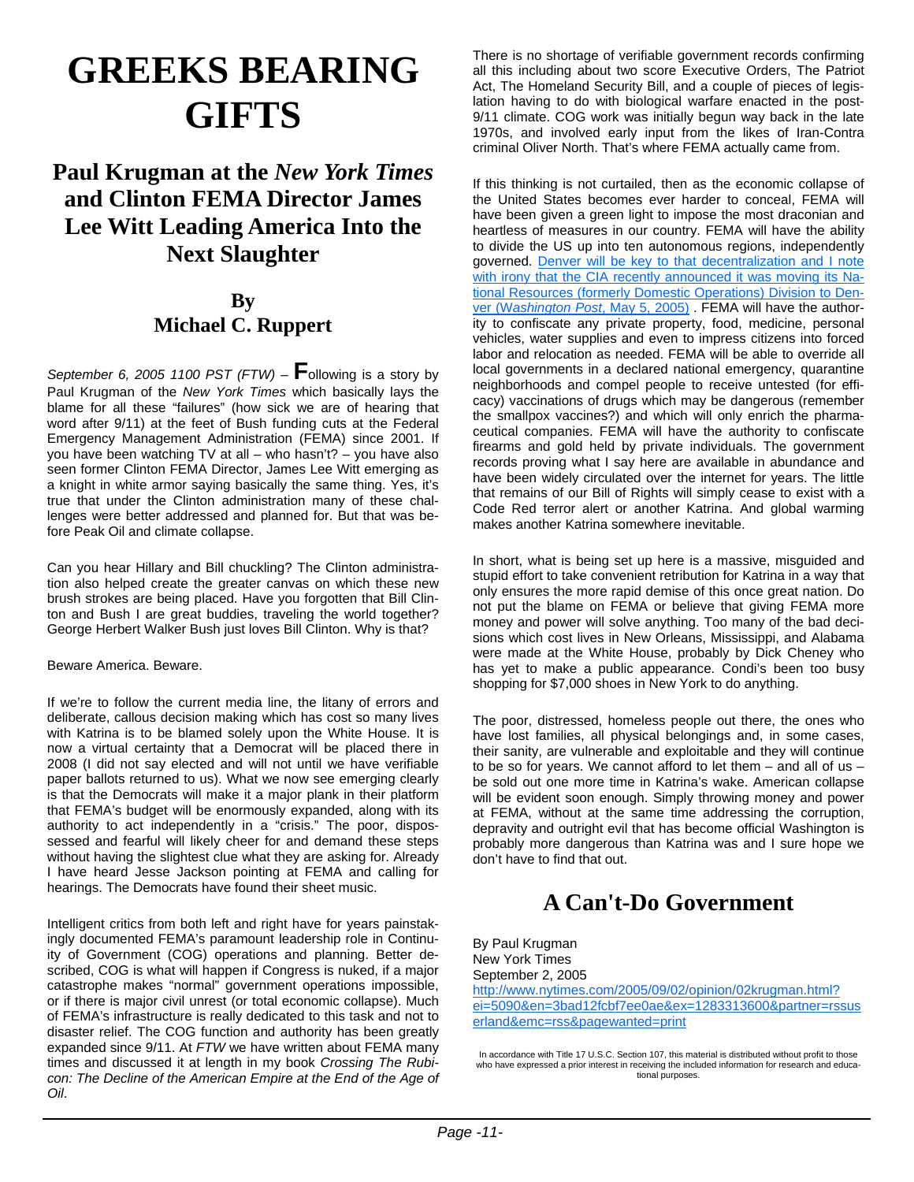# GREEKS BEARING GIFTS

## Paul Krugman at the *New York Times* and Clinton FEMA Director James Lee Witt Leading America Into the Next Slaughter

### By Michael C. Ruppert

*September 6, 2005 1100 PST (FTW)* – **F**ollowing is a story by Paul Krugman of the *New York Times* which basically lays the blame for all these "failures" (how sick we are of hearing that word after 9/11) at the feet of Bush funding cuts at the Federal Emergency Management Administration (FEMA) since 2001. If you have been watching TV at all – who hasn't? – you have also seen former Clinton FEMA Director, James Lee Witt emerging as a knight in white armor saying basically the same thing. Yes, it's true that under the Clinton administration many of these challenges were better addressed and planned for. But that was before Peak Oil and climate collapse.

Can you hear Hillary and Bill chuckling? The Clinton administration also helped create the greater canvas on which these new brush strokes are being placed. Have you forgotten that Bill Clinton and Bush I are great buddies, traveling the world together? George Herbert Walker Bush just loves Bill Clinton. Why is that?

Beware America. Beware.

If we're to follow the current media line, the litany of errors and deliberate, callous decision making which has cost so many lives with Katrina is to be blamed solely upon the White House. It is now a virtual certainty that a Democrat will be placed there in 2008 (I did not say elected and will not until we have verifiable paper ballots returned to us). What we now see emerging clearly is that the Democrats will make it a major plank in their platform that FEMA's budget will be enormously expanded, along with its authority to act independently in a "crisis." The poor, dispossessed and fearful will likely cheer for and demand these steps without having the slightest clue what they are asking for. Already I have heard Jesse Jackson pointing at FEMA and calling for hearings. The Democrats have found their sheet music.

Intelligent critics from both left and right have for years painstakingly documented FEMA's paramount leadership role in Continuity of Government (COG) operations and planning. Better described, COG is what will happen if Congress is nuked, if a major catastrophe makes "normal" government operations impossible, or if there is major civil unrest (or total economic collapse). Much of FEMA's infrastructure is really dedicated to this task and not to disaster relief. The COG function and authority has been greatly expanded since 9/11. At *FTW* we have written about FEMA many times and discussed it at length in my book *Crossing The Rubicon: The Decline of the American Empire at the End of the Age of Oil*.

There is no shortage of verifiable government records confirming all this including about two score Executive Orders, The Patriot Act, The Homeland Security Bill, and a couple of pieces of legislation having to do with biological warfare enacted in the post-9/11 climate. COG work was initially begun way back in the late 1970s, and involved early input from the likes of Iran-Contra criminal Oliver North. That's where FEMA actually came from.

If this thinking is not curtailed, then as the economic collapse of the United States becomes ever harder to conceal, FEMA will have been given a green light to impose the most draconian and heartless of measures in our country. FEMA will have the ability to divide the US up into ten autonomous regions, independently governed. Denver will be key to that decentralization and I note with irony that the CIA recently announced it was moving its National Resources (formerly Domestic Operations) Division to Denver (*Washington Post*, May 5, 2005). FEMA will have the authority to confiscate any private property, food, medicine, personal vehicles, water supplies and even to impress citizens into forced labor and relocation as needed. FEMA will be able to override all local governments in a declared national emergency, quarantine neighborhoods and compel people to receive untested (for efficacy) vaccinations of drugs which may be dangerous (remember the smallpox vaccines?) and which will only enrich the pharmaceutical companies. FEMA will have the authority to confiscate firearms and gold held by private individuals. The government records proving what I say here are available in abundance and have been widely circulated over the internet for years. The little that remains of our Bill of Rights will simply cease to exist with a Code Red terror alert or another Katrina. And global warming makes another Katrina somewhere inevitable.

In short, what is being set up here is a massive, misguided and stupid effort to take convenient retribution for Katrina in a way that only ensures the more rapid demise of this once great nation. Do not put the blame on FEMA or believe that giving FEMA more money and power will solve anything. Too many of the bad decisions which cost lives in New Orleans, Mississippi, and Alabama were made at the White House, probably by Dick Cheney who has yet to make a public appearance. Condi's been too busy shopping for $7,000 shoes in New York to do anything.

The poor, distressed, homeless people out there, the ones who have lost families, all physical belongings and, in some cases, their sanity, are vulnerable and exploitable and they will continue to be so for years. We cannot afford to let them – and all of us – be sold out one more time in Katrina's wake. American collapse will be evident soon enough. Simply throwing money and power at FEMA, without at the same time addressing the corruption, depravity and outright evil that has become official Washington is probably more dangerous than Katrina was and I sure hope we don't have to find that out.

## A Can't-Do Government

By Paul Krugman
New York Times
September 2, 2005
http://www.nytimes.com/2005/09/02/opinion/02krugman.html?ei=5090&en=3bad12fcbf7ee0ae&ex=1283313600&partner=rssuserland&emc=rss&pagewanted=print

In accordance with Title 17 U.S.C. Section 107, this material is distributed without profit to those who have expressed a prior interest in receiving the included information for research and educational purposes.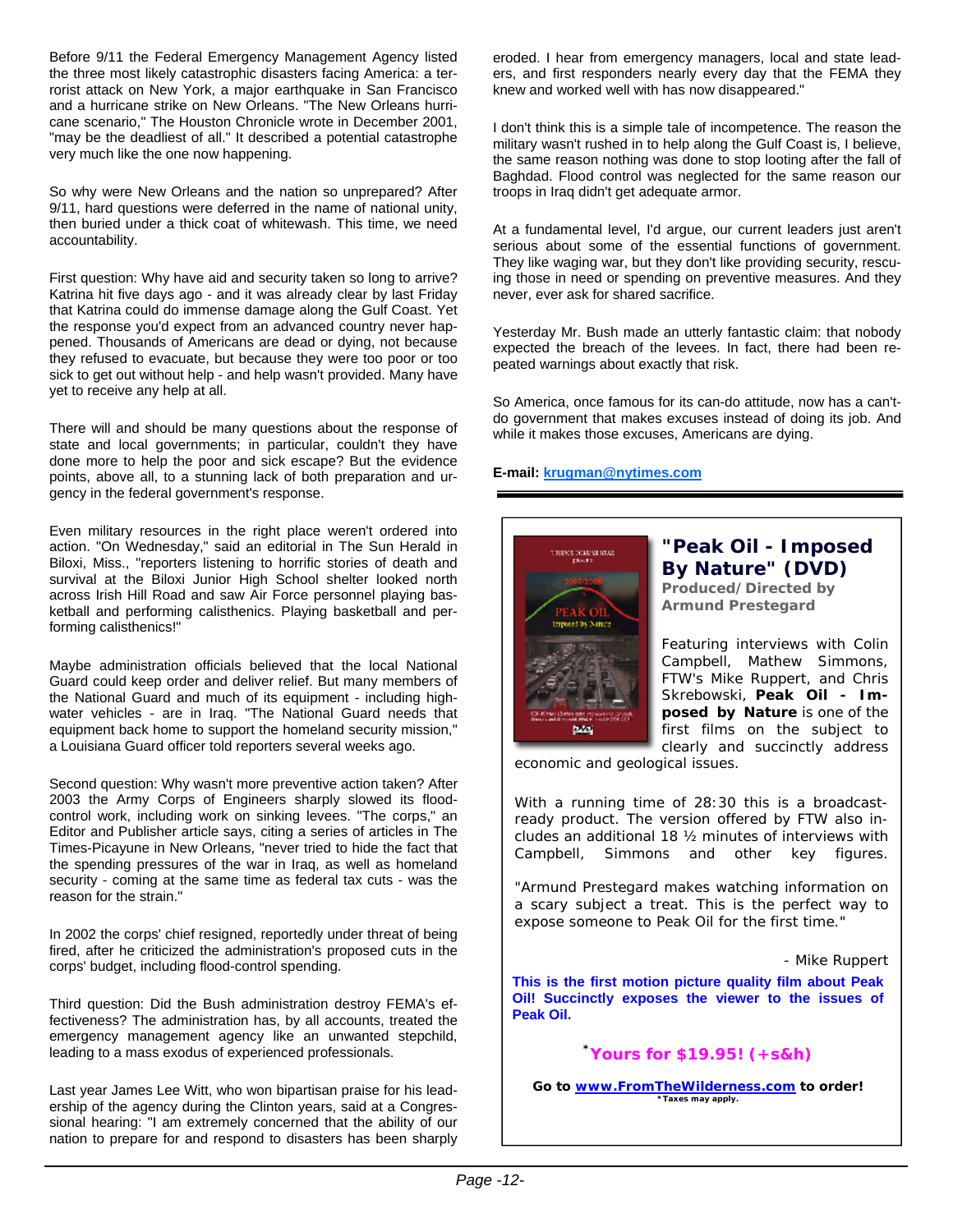Before 9/11 the Federal Emergency Management Agency listed the three most likely catastrophic disasters facing America: a terrorist attack on New York, a major earthquake in San Francisco and a hurricane strike on New Orleans. "The New Orleans hurricane scenario," The Houston Chronicle wrote in December 2001, "may be the deadliest of all." It described a potential catastrophe very much like the one now happening.

So why were New Orleans and the nation so unprepared? After 9/11, hard questions were deferred in the name of national unity, then buried under a thick coat of whitewash. This time, we need accountability.

First question: Why have aid and security taken so long to arrive? Katrina hit five days ago - and it was already clear by last Friday that Katrina could do immense damage along the Gulf Coast. Yet the response you'd expect from an advanced country never happened. Thousands of Americans are dead or dying, not because they refused to evacuate, but because they were too poor or too sick to get out without help - and help wasn't provided. Many have yet to receive any help at all.

There will and should be many questions about the response of state and local governments; in particular, couldn't they have done more to help the poor and sick escape? But the evidence points, above all, to a stunning lack of both preparation and urgency in the federal government's response.

Even military resources in the right place weren't ordered into action. "On Wednesday," said an editorial in The Sun Herald in Biloxi, Miss., "reporters listening to horrific stories of death and survival at the Biloxi Junior High School shelter looked north across Irish Hill Road and saw Air Force personnel playing basketball and performing calisthenics. Playing basketball and performing calisthenics!"

Maybe administration officials believed that the local National Guard could keep order and deliver relief. But many members of the National Guard and much of its equipment - including high-water vehicles - are in Iraq. "The National Guard needs that equipment back home to support the homeland security mission," a Louisiana Guard officer told reporters several weeks ago.

Second question: Why wasn't more preventive action taken? After 2003 the Army Corps of Engineers sharply slowed its flood-control work, including work on sinking levees. "The corps," an Editor and Publisher article says, citing a series of articles in The Times-Picayune in New Orleans, "never tried to hide the fact that the spending pressures of the war in Iraq, as well as homeland security - coming at the same time as federal tax cuts - was the reason for the strain."

In 2002 the corps' chief resigned, reportedly under threat of being fired, after he criticized the administration's proposed cuts in the corps' budget, including flood-control spending.

Third question: Did the Bush administration destroy FEMA's effectiveness? The administration has, by all accounts, treated the emergency management agency like an unwanted stepchild, leading to a mass exodus of experienced professionals.

Last year James Lee Witt, who won bipartisan praise for his leadership of the agency during the Clinton years, said at a Congressional hearing: "I am extremely concerned that the ability of our nation to prepare for and respond to disasters has been sharply eroded. I hear from emergency managers, local and state leaders, and first responders nearly every day that the FEMA they knew and worked well with has now disappeared."

I don't think this is a simple tale of incompetence. The reason the military wasn't rushed in to help along the Gulf Coast is, I believe, the same reason nothing was done to stop looting after the fall of Baghdad. Flood control was neglected for the same reason our troops in Iraq didn't get adequate armor.

At a fundamental level, I'd argue, our current leaders just aren't serious about some of the essential functions of government. They like waging war, but they don't like providing security, rescuing those in need or spending on preventive measures. And they never, ever ask for shared sacrifice.

Yesterday Mr. Bush made an utterly fantastic claim: that nobody expected the breach of the levees. In fact, there had been repeated warnings about exactly that risk.

So America, once famous for its can-do attitude, now has a can't-do government that makes excuses instead of doing its job. And while it makes those excuses, Americans are dying.

**E-mail: krugman@nytimes.com**

---

## "Peak Oil - Imposed By Nature" (DVD)

**Produced/Directed by Armund Prestegard**

Featuring interviews with Colin Campbell, Mathew Simmons, FTW's Mike Ruppert, and Chris Skrebowski, **Peak Oil - Imposed by Nature** is one of the first films on the subject to clearly and succinctly address economic and geological issues.

With a running time of 28:30 this is a broadcast-ready product. The version offered by FTW also includes an additional 18 ½ minutes of interviews with Campbell, Simmons and other key figures.

"Armund Prestegard makes watching information on a scary subject a treat. This is the perfect way to expose someone to Peak Oil for the first time."

- Mike Ruppert

**This is the first motion picture quality film about Peak Oil! Succinctly exposes the viewer to the issues of Peak Oil.**

***Yours for $19.95! (+s&h)**

**Go to www.FromTheWilderness.com to order!**

*Taxes may apply.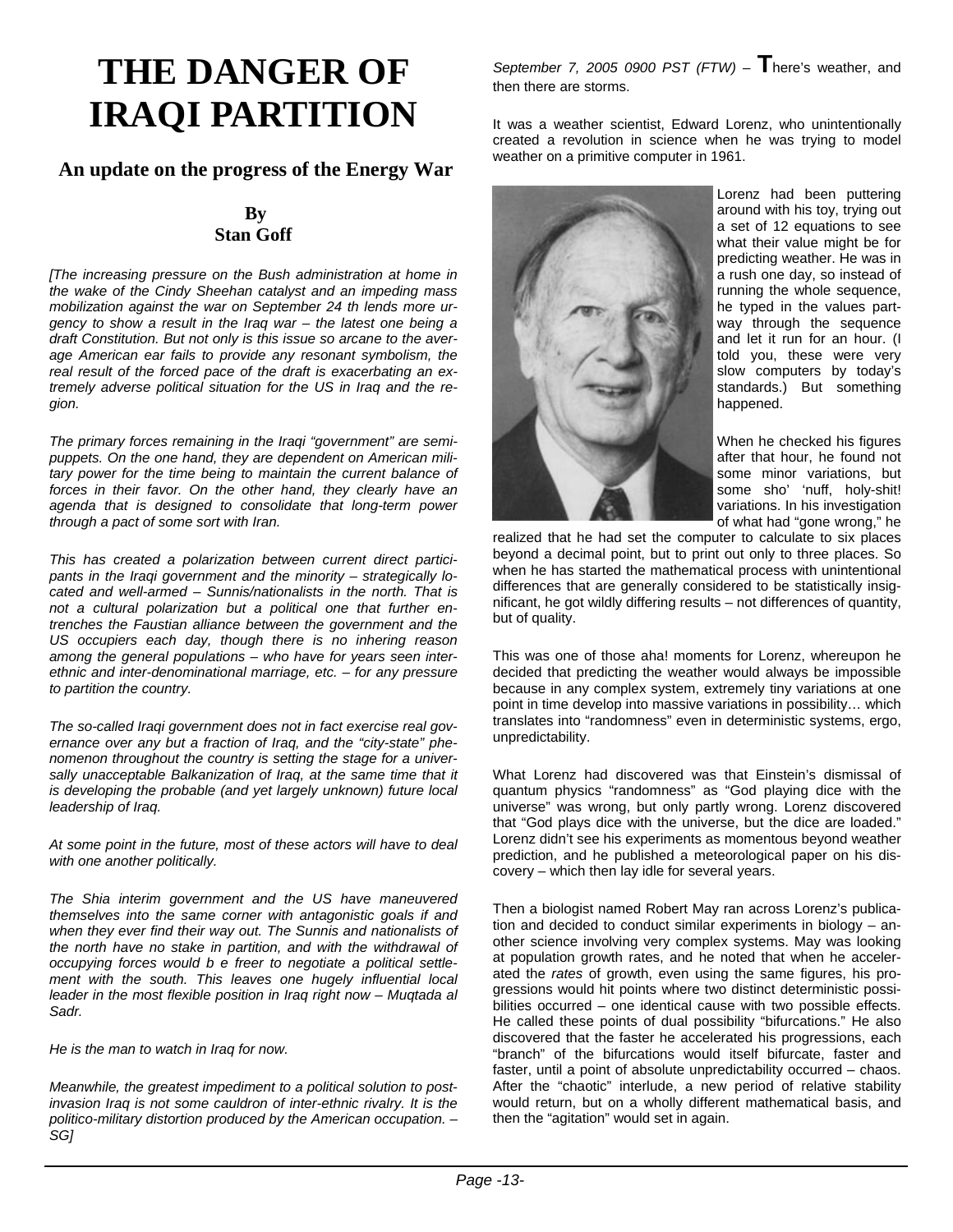# THE DANGER OF IRAQI PARTITION

## An update on the progress of the Energy War

**By**
**Stan Goff**

*[The increasing pressure on the Bush administration at home in the wake of the Cindy Sheehan catalyst and an impeding mass mobilization against the war on September 24 th lends more urgency to show a result in the Iraq war – the latest one being a draft Constitution. But not only is this issue so arcane to the average American ear fails to provide any resonant symbolism, the real result of the forced pace of the draft is exacerbating an extremely adverse political situation for the US in Iraq and the region.*

*The primary forces remaining in the Iraqi "government" are semi-puppets. On the one hand, they are dependent on American military power for the time being to maintain the current balance of forces in their favor. On the other hand, they clearly have an agenda that is designed to consolidate that long-term power through a pact of some sort with Iran.*

*This has created a polarization between current direct participants in the Iraqi government and the minority – strategically located and well-armed – Sunnis/nationalists in the north. That is not a cultural polarization but a political one that further entrenches the Faustian alliance between the government and the US occupiers each day, though there is no inhering reason among the general populations – who have for years seen inter-ethnic and inter-denominational marriage, etc. – for any pressure to partition the country.*

*The so-called Iraqi government does not in fact exercise real governance over any but a fraction of Iraq, and the "city-state" phenomenon throughout the country is setting the stage for a universally unacceptable Balkanization of Iraq, at the same time that it is developing the probable (and yet largely unknown) future local leadership of Iraq.*

*At some point in the future, most of these actors will have to deal with one another politically.*

*The Shia interim government and the US have maneuvered themselves into the same corner with antagonistic goals if and when they ever find their way out. The Sunnis and nationalists of the north have no stake in partition, and with the withdrawal of occupying forces would b e freer to negotiate a political settlement with the south. This leaves one hugely influential local leader in the most flexible position in Iraq right now – Muqtada al Sadr.*

*He is the man to watch in Iraq for now.*

*Meanwhile, the greatest impediment to a political solution to post-invasion Iraq is not some cauldron of inter-ethnic rivalry. It is the politico-military distortion produced by the American occupation. – SG]*

*September 7, 2005 0900 PST (FTW)* – **T**here's weather, and then there are storms.

It was a weather scientist, Edward Lorenz, who unintentionally created a revolution in science when he was trying to model weather on a primitive computer in 1961.

Lorenz had been puttering around with his toy, trying out a set of 12 equations to see what their value might be for predicting weather. He was in a rush one day, so instead of running the whole sequence, he typed in the values partway through the sequence and let it run for an hour. (I told you, these were very slow computers by today's standards.) But something happened.

When he checked his figures after that hour, he found not some minor variations, but some sho' 'nuff, holy-shit! variations. In his investigation of what had "gone wrong," he realized that he had set the computer to calculate to six places beyond a decimal point, but to print out only to three places. So when he has started the mathematical process with unintentional differences that are generally considered to be statistically insignificant, he got wildly differing results – not differences of quantity, but of quality.

This was one of those aha! moments for Lorenz, whereupon he decided that predicting the weather would always be impossible because in any complex system, extremely tiny variations at one point in time develop into massive variations in possibility… which translates into "randomness" even in deterministic systems, ergo, unpredictability.

What Lorenz had discovered was that Einstein's dismissal of quantum physics "randomness" as "God playing dice with the universe" was wrong, but only partly wrong. Lorenz discovered that "God plays dice with the universe, but the dice are loaded." Lorenz didn't see his experiments as momentous beyond weather prediction, and he published a meteorological paper on his discovery – which then lay idle for several years.

Then a biologist named Robert May ran across Lorenz's publication and decided to conduct similar experiments in biology – another science involving very complex systems. May was looking at population growth rates, and he noted that when he accelerated the *rates* of growth, even using the same figures, his progressions would hit points where two distinct deterministic possibilities occurred – one identical cause with two possible effects. He called these points of dual possibility "bifurcations." He also discovered that the faster he accelerated his progressions, each "branch" of the bifurcations would itself bifurcate, faster and faster, until a point of absolute unpredictability occurred – chaos. After the "chaotic" interlude, a new period of relative stability would return, but on a wholly different mathematical basis, and then the "agitation" would set in again.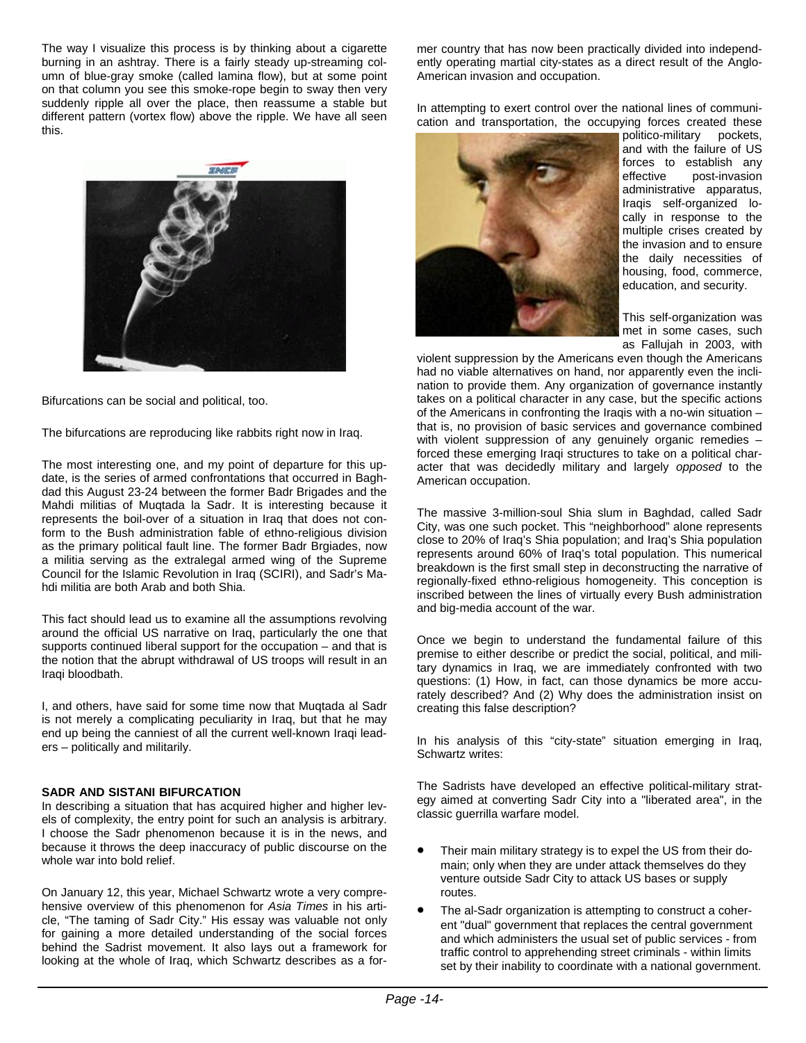The way I visualize this process is by thinking about a cigarette burning in an ashtray. There is a fairly steady up-streaming column of blue-gray smoke (called lamina flow), but at some point on that column you see this smoke-rope begin to sway then very suddenly ripple all over the place, then reassume a stable but different pattern (vortex flow) above the ripple. We have all seen this.

Bifurcations can be social and political, too.

The bifurcations are reproducing like rabbits right now in Iraq.

The most interesting one, and my point of departure for this update, is the series of armed confrontations that occurred in Baghdad this August 23-24 between the former Badr Brigades and the Mahdi militias of Muqtada la Sadr. It is interesting because it represents the boil-over of a situation in Iraq that does not conform to the Bush administration fable of ethno-religious division as the primary political fault line. The former Badr Brgiades, now a militia serving as the extralegal armed wing of the Supreme Council for the Islamic Revolution in Iraq (SCIRI), and Sadr's Mahdi militia are both Arab and both Shia.

This fact should lead us to examine all the assumptions revolving around the official US narrative on Iraq, particularly the one that supports continued liberal support for the occupation – and that is the notion that the abrupt withdrawal of US troops will result in an Iraqi bloodbath.

I, and others, have said for some time now that Muqtada al Sadr is not merely a complicating peculiarity in Iraq, but that he may end up being the canniest of all the current well-known Iraqi leaders – politically and militarily.

**SADR AND SISTANI BIFURCATION**

In describing a situation that has acquired higher and higher levels of complexity, the entry point for such an analysis is arbitrary. I choose the Sadr phenomenon because it is in the news, and because it throws the deep inaccuracy of public discourse on the whole war into bold relief.

On January 12, this year, Michael Schwartz wrote a very comprehensive overview of this phenomenon for *Asia Times* in his article, "The taming of Sadr City." His essay was valuable not only for gaining a more detailed understanding of the social forces behind the Sadrist movement. It also lays out a framework for looking at the whole of Iraq, which Schwartz describes as a former country that has now been practically divided into independently operating martial city-states as a direct result of the Anglo-American invasion and occupation.

In attempting to exert control over the national lines of communication and transportation, the occupying forces created these politico-military pockets, and with the failure of US forces to establish any effective post-invasion administrative apparatus, Iraqis self-organized locally in response to the multiple crises created by the invasion and to ensure the daily necessities of housing, food, commerce, education, and security.

This self-organization was met in some cases, such as Fallujah in 2003, with violent suppression by the Americans even though the Americans had no viable alternatives on hand, nor apparently even the inclination to provide them. Any organization of governance instantly takes on a political character in any case, but the specific actions of the Americans in confronting the Iraqis with a no-win situation – that is, no provision of basic services and governance combined with violent suppression of any genuinely organic remedies – forced these emerging Iraqi structures to take on a political character that was decidedly military and largely *opposed* to the American occupation.

The massive 3-million-soul Shia slum in Baghdad, called Sadr City, was one such pocket. This "neighborhood" alone represents close to 20% of Iraq's Shia population; and Iraq's Shia population represents around 60% of Iraq's total population. This numerical breakdown is the first small step in deconstructing the narrative of regionally-fixed ethno-religious homogeneity. This conception is inscribed between the lines of virtually every Bush administration and big-media account of the war.

Once we begin to understand the fundamental failure of this premise to either describe or predict the social, political, and military dynamics in Iraq, we are immediately confronted with two questions: (1) How, in fact, can those dynamics be more accurately described? And (2) Why does the administration insist on creating this false description?

In his analysis of this "city-state" situation emerging in Iraq, Schwartz writes:

The Sadrists have developed an effective political-military strategy aimed at converting Sadr City into a "liberated area", in the classic guerrilla warfare model.

- Their main military strategy is to expel the US from their domain; only when they are under attack themselves do they venture outside Sadr City to attack US bases or supply routes.
- The al-Sadr organization is attempting to construct a coherent "dual" government that replaces the central government and which administers the usual set of public services - from traffic control to apprehending street criminals - within limits set by their inability to coordinate with a national government.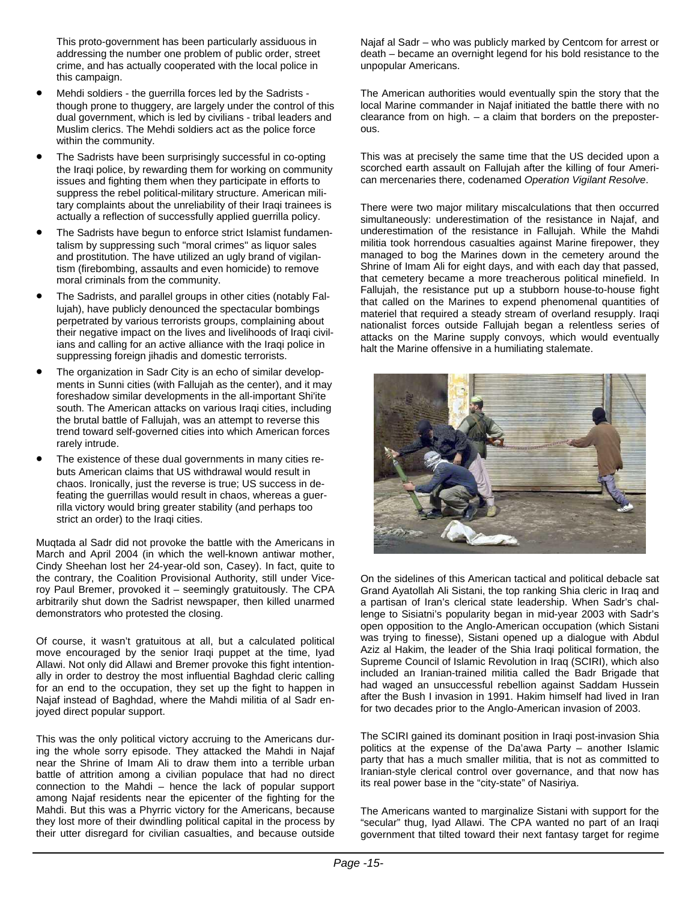This proto-government has been particularly assiduous in addressing the number one problem of public order, street crime, and has actually cooperated with the local police in this campaign.

- Mehdi soldiers - the guerrilla forces led by the Sadrists - though prone to thuggery, are largely under the control of this dual government, which is led by civilians - tribal leaders and Muslim clerics. The Mehdi soldiers act as the police force within the community.
- The Sadrists have been surprisingly successful in co-opting the Iraqi police, by rewarding them for working on community issues and fighting them when they participate in efforts to suppress the rebel political-military structure. American military complaints about the unreliability of their Iraqi trainees is actually a reflection of successfully applied guerrilla policy.
- The Sadrists have begun to enforce strict Islamist fundamentalism by suppressing such "moral crimes" as liquor sales and prostitution. The have utilized an ugly brand of vigilantism (firebombing, assaults and even homicide) to remove moral criminals from the community.
- The Sadrists, and parallel groups in other cities (notably Fallujah), have publicly denounced the spectacular bombings perpetrated by various terrorists groups, complaining about their negative impact on the lives and livelihoods of Iraqi civilians and calling for an active alliance with the Iraqi police in suppressing foreign jihadis and domestic terrorists.
- The organization in Sadr City is an echo of similar developments in Sunni cities (with Fallujah as the center), and it may foreshadow similar developments in the all-important Shi'ite south. The American attacks on various Iraqi cities, including the brutal battle of Fallujah, was an attempt to reverse this trend toward self-governed cities into which American forces rarely intrude.
- The existence of these dual governments in many cities rebuts American claims that US withdrawal would result in chaos. Ironically, just the reverse is true; US success in defeating the guerrillas would result in chaos, whereas a guerrilla victory would bring greater stability (and perhaps too strict an order) to the Iraqi cities.

Muqtada al Sadr did not provoke the battle with the Americans in March and April 2004 (in which the well-known antiwar mother, Cindy Sheehan lost her 24-year-old son, Casey). In fact, quite to the contrary, the Coalition Provisional Authority, still under Viceroy Paul Bremer, provoked it – seemingly gratuitously. The CPA arbitrarily shut down the Sadrist newspaper, then killed unarmed demonstrators who protested the closing.

Of course, it wasn't gratuitous at all, but a calculated political move encouraged by the senior Iraqi puppet at the time, Iyad Allawi. Not only did Allawi and Bremer provoke this fight intentionally in order to destroy the most influential Baghdad cleric calling for an end to the occupation, they set up the fight to happen in Najaf instead of Baghdad, where the Mahdi militia of al Sadr enjoyed direct popular support.

This was the only political victory accruing to the Americans during the whole sorry episode. They attacked the Mahdi in Najaf near the Shrine of Imam Ali to draw them into a terrible urban battle of attrition among a civilian populace that had no direct connection to the Mahdi – hence the lack of popular support among Najaf residents near the epicenter of the fighting for the Mahdi. But this was a Phyrric victory for the Americans, because they lost more of their dwindling political capital in the process by their utter disregard for civilian casualties, and because outside Najaf al Sadr – who was publicly marked by Centcom for arrest or death – became an overnight legend for his bold resistance to the unpopular Americans.

The American authorities would eventually spin the story that the local Marine commander in Najaf initiated the battle there with no clearance from on high. – a claim that borders on the preposterous.

This was at precisely the same time that the US decided upon a scorched earth assault on Fallujah after the killing of four American mercenaries there, codenamed *Operation Vigilant Resolve*.

There were two major military miscalculations that then occurred simultaneously: underestimation of the resistance in Najaf, and underestimation of the resistance in Fallujah. While the Mahdi militia took horrendous casualties against Marine firepower, they managed to bog the Marines down in the cemetery around the Shrine of Imam Ali for eight days, and with each day that passed, that cemetery became a more treacherous political minefield. In Fallujah, the resistance put up a stubborn house-to-house fight that called on the Marines to expend phenomenal quantities of materiel that required a steady stream of overland resupply. Iraqi nationalist forces outside Fallujah began a relentless series of attacks on the Marine supply convoys, which would eventually halt the Marine offensive in a humiliating stalemate.

On the sidelines of this American tactical and political debacle sat Grand Ayatollah Ali Sistani, the top ranking Shia cleric in Iraq and a partisan of Iran's clerical state leadership. When Sadr's challenge to Sisiatni's popularity began in mid-year 2003 with Sadr's open opposition to the Anglo-American occupation (which Sistani was trying to finesse), Sistani opened up a dialogue with Abdul Aziz al Hakim, the leader of the Shia Iraqi political formation, the Supreme Council of Islamic Revolution in Iraq (SCIRI), which also included an Iranian-trained militia called the Badr Brigade that had waged an unsuccessful rebellion against Saddam Hussein after the Bush I invasion in 1991. Hakim himself had lived in Iran for two decades prior to the Anglo-American invasion of 2003.

The SCIRI gained its dominant position in Iraqi post-invasion Shia politics at the expense of the Da'awa Party – another Islamic party that has a much smaller militia, that is not as committed to Iranian-style clerical control over governance, and that now has its real power base in the "city-state" of Nasiriya.

The Americans wanted to marginalize Sistani with support for the "secular" thug, Iyad Allawi. The CPA wanted no part of an Iraqi government that tilted toward their next fantasy target for regime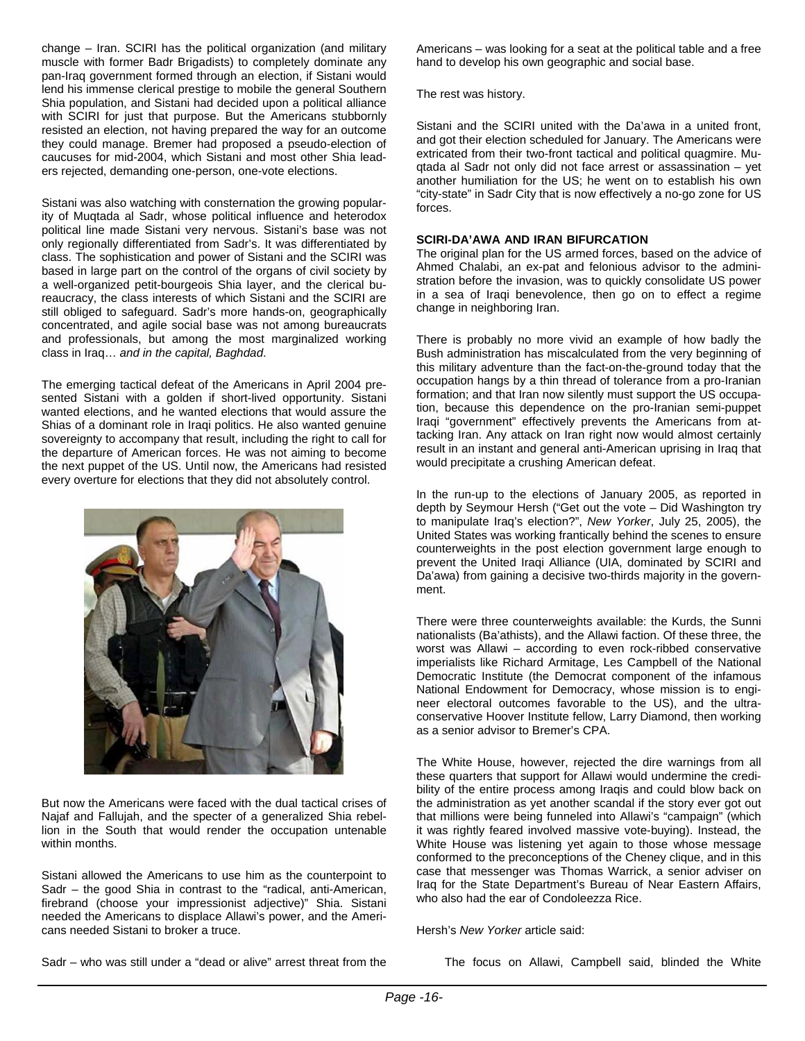change – Iran. SCIRI has the political organization (and military muscle with former Badr Brigadists) to completely dominate any pan-Iraq government formed through an election, if Sistani would lend his immense clerical prestige to mobile the general Southern Shia population, and Sistani had decided upon a political alliance with SCIRI for just that purpose. But the Americans stubbornly resisted an election, not having prepared the way for an outcome they could manage. Bremer had proposed a pseudo-election of caucuses for mid-2004, which Sistani and most other Shia leaders rejected, demanding one-person, one-vote elections.

Sistani was also watching with consternation the growing popularity of Muqtada al Sadr, whose political influence and heterodox political line made Sistani very nervous. Sistani's base was not only regionally differentiated from Sadr's. It was differentiated by class. The sophistication and power of Sistani and the SCIRI was based in large part on the control of the organs of civil society by a well-organized petit-bourgeois Shia layer, and the clerical bureaucracy, the class interests of which Sistani and the SCIRI are still obliged to safeguard. Sadr's more hands-on, geographically concentrated, and agile social base was not among bureaucrats and professionals, but among the most marginalized working class in Iraq… *and in the capital, Baghdad*.

The emerging tactical defeat of the Americans in April 2004 presented Sistani with a golden if short-lived opportunity. Sistani wanted elections, and he wanted elections that would assure the Shias of a dominant role in Iraqi politics. He also wanted genuine sovereignty to accompany that result, including the right to call for the departure of American forces. He was not aiming to become the next puppet of the US. Until now, the Americans had resisted every overture for elections that they did not absolutely control.

But now the Americans were faced with the dual tactical crises of Najaf and Fallujah, and the specter of a generalized Shia rebellion in the South that would render the occupation untenable within months.

Sistani allowed the Americans to use him as the counterpoint to Sadr – the good Shia in contrast to the "radical, anti-American, firebrand (choose your impressionist adjective)" Shia. Sistani needed the Americans to displace Allawi's power, and the Americans needed Sistani to broker a truce.

Sadr – who was still under a "dead or alive" arrest threat from the Americans – was looking for a seat at the political table and a free hand to develop his own geographic and social base.

The rest was history.

Sistani and the SCIRI united with the Da'awa in a united front, and got their election scheduled for January. The Americans were extricated from their two-front tactical and political quagmire. Muqtada al Sadr not only did not face arrest or assassination – yet another humiliation for the US; he went on to establish his own "city-state" in Sadr City that is now effectively a no-go zone for US forces.

## SCIRI-DA'AWA AND IRAN BIFURCATION

The original plan for the US armed forces, based on the advice of Ahmed Chalabi, an ex-pat and felonious advisor to the administration before the invasion, was to quickly consolidate US power in a sea of Iraqi benevolence, then go on to effect a regime change in neighboring Iran.

There is probably no more vivid an example of how badly the Bush administration has miscalculated from the very beginning of this military adventure than the fact-on-the-ground today that the occupation hangs by a thin thread of tolerance from a pro-Iranian formation; and that Iran now silently must support the US occupation, because this dependence on the pro-Iranian semi-puppet Iraqi "government" effectively prevents the Americans from attacking Iran. Any attack on Iran right now would almost certainly result in an instant and general anti-American uprising in Iraq that would precipitate a crushing American defeat.

In the run-up to the elections of January 2005, as reported in depth by Seymour Hersh ("Get out the vote – Did Washington try to manipulate Iraq's election?", *New Yorker*, July 25, 2005), the United States was working frantically behind the scenes to ensure counterweights in the post election government large enough to prevent the United Iraqi Alliance (UIA, dominated by SCIRI and Da'awa) from gaining a decisive two-thirds majority in the government.

There were three counterweights available: the Kurds, the Sunni nationalists (Ba'athists), and the Allawi faction. Of these three, the worst was Allawi – according to even rock-ribbed conservative imperialists like Richard Armitage, Les Campbell of the National Democratic Institute (the Democrat component of the infamous National Endowment for Democracy, whose mission is to engineer electoral outcomes favorable to the US), and the ultra-conservative Hoover Institute fellow, Larry Diamond, then working as a senior advisor to Bremer's CPA.

The White House, however, rejected the dire warnings from all these quarters that support for Allawi would undermine the credibility of the entire process among Iraqis and could blow back on the administration as yet another scandal if the story ever got out that millions were being funneled into Allawi's "campaign" (which it was rightly feared involved massive vote-buying). Instead, the White House was listening yet again to those whose message conformed to the preconceptions of the Cheney clique, and in this case that messenger was Thomas Warrick, a senior adviser on Iraq for the State Department's Bureau of Near Eastern Affairs, who also had the ear of Condoleezza Rice.

Hersh's *New Yorker* article said:

> The focus on Allawi, Campbell said, blinded the White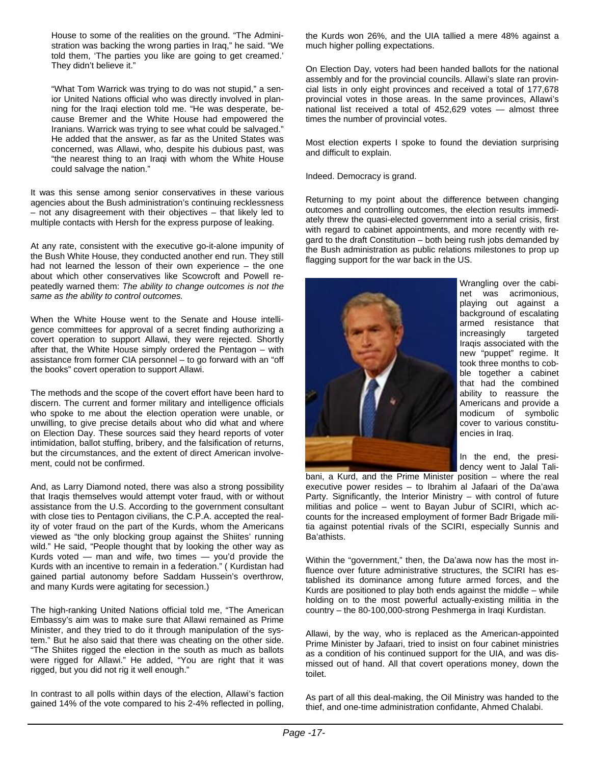House to some of the realities on the ground. "The Administration was backing the wrong parties in Iraq," he said. "We told them, 'The parties you like are going to get creamed.' They didn't believe it."

"What Tom Warrick was trying to do was not stupid," a senior United Nations official who was directly involved in planning for the Iraqi election told me. "He was desperate, because Bremer and the White House had empowered the Iranians. Warrick was trying to see what could be salvaged." He added that the answer, as far as the United States was concerned, was Allawi, who, despite his dubious past, was "the nearest thing to an Iraqi with whom the White House could salvage the nation."

It was this sense among senior conservatives in these various agencies about the Bush administration's continuing recklessness – not any disagreement with their objectives – that likely led to multiple contacts with Hersh for the express purpose of leaking.

At any rate, consistent with the executive go-it-alone impunity of the Bush White House, they conducted another end run. They still had not learned the lesson of their own experience – the one about which other conservatives like Scowcroft and Powell repeatedly warned them: *The ability to change outcomes is not the same as the ability to control outcomes.*

When the White House went to the Senate and House intelligence committees for approval of a secret finding authorizing a covert operation to support Allawi, they were rejected. Shortly after that, the White House simply ordered the Pentagon – with assistance from former CIA personnel – to go forward with an "off the books" covert operation to support Allawi.

The methods and the scope of the covert effort have been hard to discern. The current and former military and intelligence officials who spoke to me about the election operation were unable, or unwilling, to give precise details about who did what and where on Election Day. These sources said they heard reports of voter intimidation, ballot stuffing, bribery, and the falsification of returns, but the circumstances, and the extent of direct American involvement, could not be confirmed.

And, as Larry Diamond noted, there was also a strong possibility that Iraqis themselves would attempt voter fraud, with or without assistance from the U.S. According to the government consultant with close ties to Pentagon civilians, the C.P.A. accepted the reality of voter fraud on the part of the Kurds, whom the Americans viewed as "the only blocking group against the Shiites' running wild." He said, "People thought that by looking the other way as Kurds voted — man and wife, two times — you'd provide the Kurds with an incentive to remain in a federation." ( Kurdistan had gained partial autonomy before Saddam Hussein's overthrow, and many Kurds were agitating for secession.)

The high-ranking United Nations official told me, "The American Embassy's aim was to make sure that Allawi remained as Prime Minister, and they tried to do it through manipulation of the system." But he also said that there was cheating on the other side. "The Shiites rigged the election in the south as much as ballots were rigged for Allawi." He added, "You are right that it was rigged, but you did not rig it well enough."

In contrast to all polls within days of the election, Allawi's faction gained 14% of the vote compared to his 2-4% reflected in polling, the Kurds won 26%, and the UIA tallied a mere 48% against a much higher polling expectations.

On Election Day, voters had been handed ballots for the national assembly and for the provincial councils. Allawi's slate ran provincial lists in only eight provinces and received a total of 177,678 provincial votes in those areas. In the same provinces, Allawi's national list received a total of 452,629 votes — almost three times the number of provincial votes.

Most election experts I spoke to found the deviation surprising and difficult to explain.

Indeed. Democracy is grand.

Returning to my point about the difference between changing outcomes and controlling outcomes, the election results immediately threw the quasi-elected government into a serial crisis, first with regard to cabinet appointments, and more recently with regard to the draft Constitution – both being rush jobs demanded by the Bush administration as public relations milestones to prop up flagging support for the war back in the US.

Wrangling over the cabinet was acrimonious, playing out against a background of escalating armed resistance that increasingly targeted Iraqis associated with the new "puppet" regime. It took three months to cobble together a cabinet that had the combined ability to reassure the Americans and provide a modicum of symbolic cover to various constituencies in Iraq.

In the end, the presidency went to Jalal Talibani, a Kurd, and the Prime Minister position – where the real executive power resides – to Ibrahim al Jafaari of the Da'awa Party. Significantly, the Interior Ministry – with control of future militias and police – went to Bayan Jubur of SCIRI, which accounts for the increased employment of former Badr Brigade militia against potential rivals of the SCIRI, especially Sunnis and Ba'athists.

Within the "government," then, the Da'awa now has the most influence over future administrative structures, the SCIRI has established its dominance among future armed forces, and the Kurds are positioned to play both ends against the middle – while holding on to the most powerful actually-existing militia in the country – the 80-100,000-strong Peshmerga in Iraqi Kurdistan.

Allawi, by the way, who is replaced as the American-appointed Prime Minister by Jafaari, tried to insist on four cabinet ministries as a condition of his continued support for the UIA, and was dismissed out of hand. All that covert operations money, down the toilet.

As part of all this deal-making, the Oil Ministry was handed to the thief, and one-time administration confidante, Ahmed Chalabi.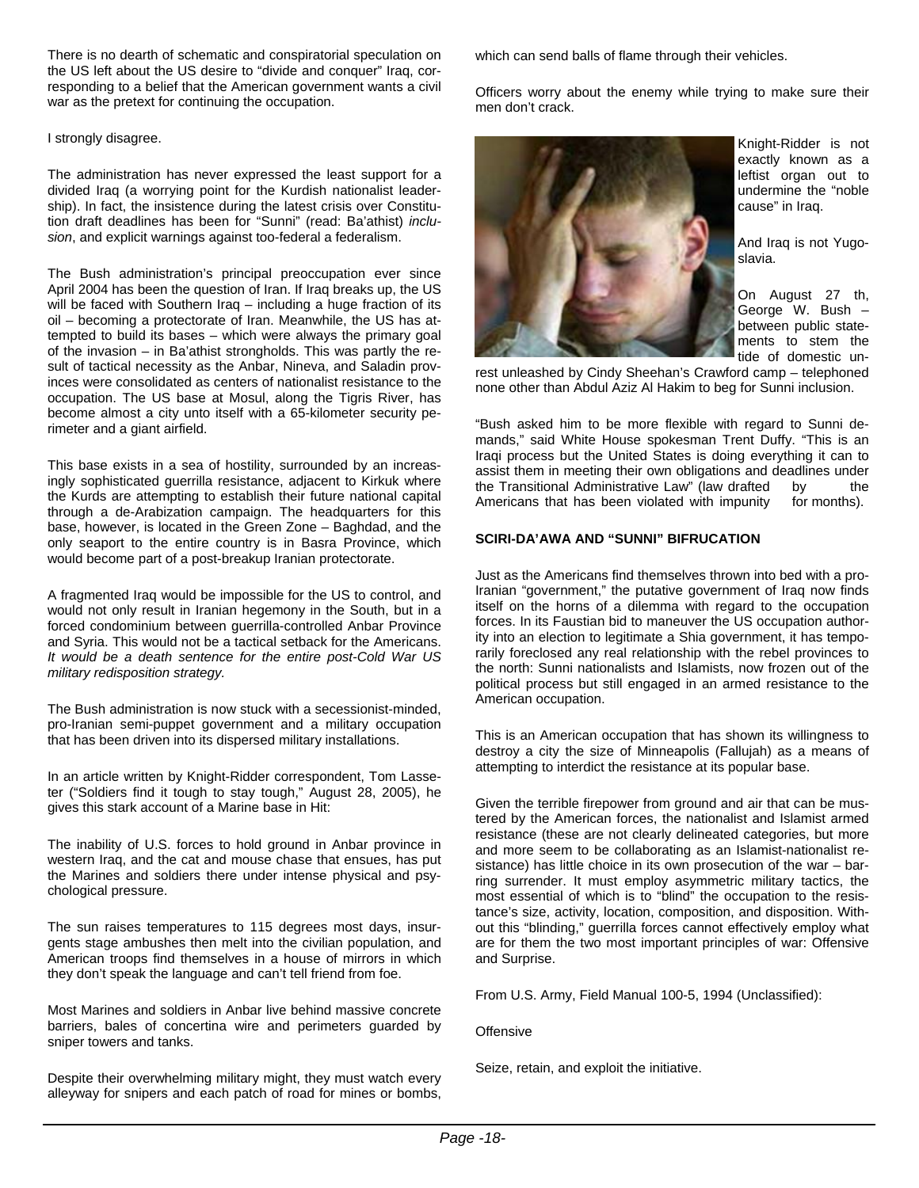There is no dearth of schematic and conspiratorial speculation on the US left about the US desire to "divide and conquer" Iraq, corresponding to a belief that the American government wants a civil war as the pretext for continuing the occupation.

I strongly disagree.

The administration has never expressed the least support for a divided Iraq (a worrying point for the Kurdish nationalist leadership). In fact, the insistence during the latest crisis over Constitution draft deadlines has been for "Sunni" (read: Ba'athist) *inclusion*, and explicit warnings against too-federal a federalism.

The Bush administration's principal preoccupation ever since April 2004 has been the question of Iran. If Iraq breaks up, the US will be faced with Southern Iraq – including a huge fraction of its oil – becoming a protectorate of Iran. Meanwhile, the US has attempted to build its bases – which were always the primary goal of the invasion – in Ba'athist strongholds. This was partly the result of tactical necessity as the Anbar, Nineva, and Saladin provinces were consolidated as centers of nationalist resistance to the occupation. The US base at Mosul, along the Tigris River, has become almost a city unto itself with a 65-kilometer security perimeter and a giant airfield.

This base exists in a sea of hostility, surrounded by an increasingly sophisticated guerrilla resistance, adjacent to Kirkuk where the Kurds are attempting to establish their future national capital through a de-Arabization campaign. The headquarters for this base, however, is located in the Green Zone – Baghdad, and the only seaport to the entire country is in Basra Province, which would become part of a post-breakup Iranian protectorate.

A fragmented Iraq would be impossible for the US to control, and would not only result in Iranian hegemony in the South, but in a forced condominium between guerrilla-controlled Anbar Province and Syria. This would not be a tactical setback for the Americans. *It would be a death sentence for the entire post-Cold War US military redisposition strategy.*

The Bush administration is now stuck with a secessionist-minded, pro-Iranian semi-puppet government and a military occupation that has been driven into its dispersed military installations.

In an article written by Knight-Ridder correspondent, Tom Lasseter ("Soldiers find it tough to stay tough," August 28, 2005), he gives this stark account of a Marine base in Hit:

The inability of U.S. forces to hold ground in Anbar province in western Iraq, and the cat and mouse chase that ensues, has put the Marines and soldiers there under intense physical and psychological pressure.

The sun raises temperatures to 115 degrees most days, insurgents stage ambushes then melt into the civilian population, and American troops find themselves in a house of mirrors in which they don't speak the language and can't tell friend from foe.

Most Marines and soldiers in Anbar live behind massive concrete barriers, bales of concertina wire and perimeters guarded by sniper towers and tanks.

Despite their overwhelming military might, they must watch every alleyway for snipers and each patch of road for mines or bombs, which can send balls of flame through their vehicles.

Officers worry about the enemy while trying to make sure their men don't crack.

Knight-Ridder is not exactly known as a leftist organ out to undermine the "noble cause" in Iraq.

And Iraq is not Yugoslavia.

On August 27 th, George W. Bush – between public statements to stem the tide of domestic unrest unleashed by Cindy Sheehan's Crawford camp – telephoned none other than Abdul Aziz Al Hakim to beg for Sunni inclusion.

"Bush asked him to be more flexible with regard to Sunni demands," said White House spokesman Trent Duffy. "This is an Iraqi process but the United States is doing everything it can to assist them in meeting their own obligations and deadlines under the Transitional Administrative Law" (law drafted by the Americans that has been violated with impunity for months).

## SCIRI-DA'AWA AND "SUNNI" BIFURCATION

Just as the Americans find themselves thrown into bed with a pro-Iranian "government," the putative government of Iraq now finds itself on the horns of a dilemma with regard to the occupation forces. In its Faustian bid to maneuver the US occupation authority into an election to legitimate a Shia government, it has temporarily foreclosed any real relationship with the rebel provinces to the north: Sunni nationalists and Islamists, now frozen out of the political process but still engaged in an armed resistance to the American occupation.

This is an American occupation that has shown its willingness to destroy a city the size of Minneapolis (Fallujah) as a means of attempting to interdict the resistance at its popular base.

Given the terrible firepower from ground and air that can be mustered by the American forces, the nationalist and Islamist armed resistance (these are not clearly delineated categories, but more and more seem to be collaborating as an Islamist-nationalist resistance) has little choice in its own prosecution of the war – barring surrender. It must employ asymmetric military tactics, the most essential of which is to "blind" the occupation to the resistance's size, activity, location, composition, and disposition. Without this "blinding," guerrilla forces cannot effectively employ what are for them the two most important principles of war: Offensive and Surprise.

From U.S. Army, Field Manual 100-5, 1994 (Unclassified):

Offensive

Seize, retain, and exploit the initiative.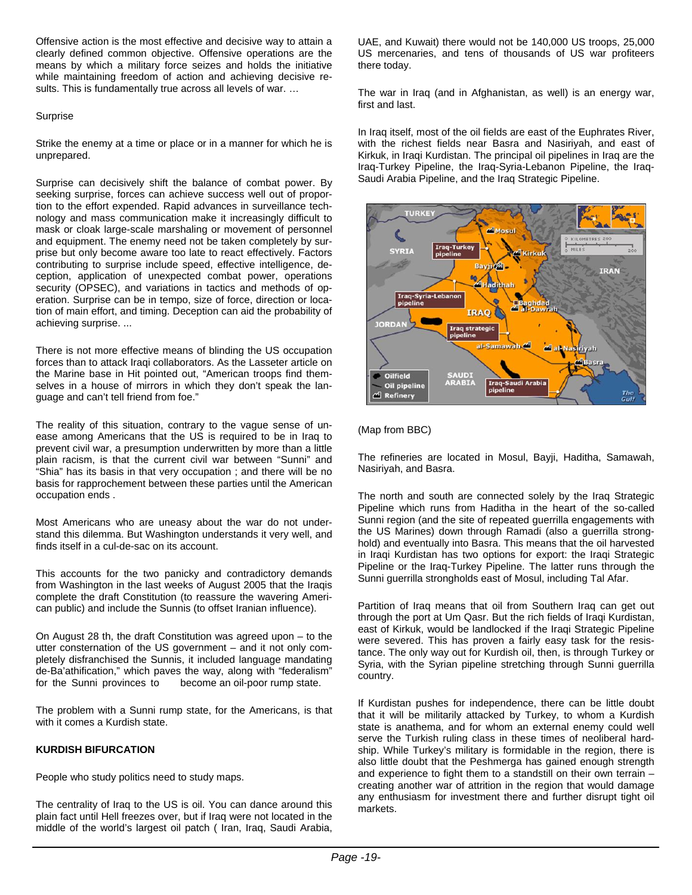Offensive action is the most effective and decisive way to attain a clearly defined common objective. Offensive operations are the means by which a military force seizes and holds the initiative while maintaining freedom of action and achieving decisive results. This is fundamentally true across all levels of war. …

Surprise

Strike the enemy at a time or place or in a manner for which he is unprepared.

Surprise can decisively shift the balance of combat power. By seeking surprise, forces can achieve success well out of proportion to the effort expended. Rapid advances in surveillance technology and mass communication make it increasingly difficult to mask or cloak large-scale marshaling or movement of personnel and equipment. The enemy need not be taken completely by surprise but only become aware too late to react effectively. Factors contributing to surprise include speed, effective intelligence, deception, application of unexpected combat power, operations security (OPSEC), and variations in tactics and methods of operation. Surprise can be in tempo, size of force, direction or location of main effort, and timing. Deception can aid the probability of achieving surprise. ...

There is not more effective means of blinding the US occupation forces than to attack Iraqi collaborators. As the Lasseter article on the Marine base in Hit pointed out, "American troops find themselves in a house of mirrors in which they don't speak the language and can't tell friend from foe."

The reality of this situation, contrary to the vague sense of unease among Americans that the US is required to be in Iraq to prevent civil war, a presumption underwritten by more than a little plain racism, is that the current civil war between "Sunni" and "Shia" has its basis in that very occupation ; and there will be no basis for rapprochement between these parties until the American occupation ends .

Most Americans who are uneasy about the war do not understand this dilemma. But Washington understands it very well, and finds itself in a cul-de-sac on its account.

This accounts for the two panicky and contradictory demands from Washington in the last weeks of August 2005 that the Iraqis complete the draft Constitution (to reassure the wavering American public) and include the Sunnis (to offset Iranian influence).

On August 28 th, the draft Constitution was agreed upon – to the utter consternation of the US government – and it not only completely disfranchised the Sunnis, it included language mandating de-Ba'athification," which paves the way, along with "federalism" for the Sunni provinces to become an oil-poor rump state.

The problem with a Sunni rump state, for the Americans, is that with it comes a Kurdish state.

**KURDISH BIFURCATION**

People who study politics need to study maps.

The centrality of Iraq to the US is oil. You can dance around this plain fact until Hell freezes over, but if Iraq were not located in the middle of the world's largest oil patch ( Iran, Iraq, Saudi Arabia, UAE, and Kuwait) there would not be 140,000 US troops, 25,000 US mercenaries, and tens of thousands of US war profiteers there today.

The war in Iraq (and in Afghanistan, as well) is an energy war, first and last.

In Iraq itself, most of the oil fields are east of the Euphrates River, with the richest fields near Basra and Nasiriyah, and east of Kirkuk, in Iraqi Kurdistan. The principal oil pipelines in Iraq are the Iraq-Turkey Pipeline, the Iraq-Syria-Lebanon Pipeline, the Iraq-Saudi Arabia Pipeline, and the Iraq Strategic Pipeline.

(Map from BBC)

The refineries are located in Mosul, Bayji, Haditha, Samawah, Nasiriyah, and Basra.

The north and south are connected solely by the Iraq Strategic Pipeline which runs from Haditha in the heart of the so-called Sunni region (and the site of repeated guerrilla engagements with the US Marines) down through Ramadi (also a guerrilla stronghold) and eventually into Basra. This means that the oil harvested in Iraqi Kurdistan has two options for export: the Iraqi Strategic Pipeline or the Iraq-Turkey Pipeline. The latter runs through the Sunni guerrilla strongholds east of Mosul, including Tal Afar.

Partition of Iraq means that oil from Southern Iraq can get out through the port at Um Qasr. But the rich fields of Iraqi Kurdistan, east of Kirkuk, would be landlocked if the Iraqi Strategic Pipeline were severed. This has proven a fairly easy task for the resistance. The only way out for Kurdish oil, then, is through Turkey or Syria, with the Syrian pipeline stretching through Sunni guerrilla country.

If Kurdistan pushes for independence, there can be little doubt that it will be militarily attacked by Turkey, to whom a Kurdish state is anathema, and for whom an external enemy could well serve the Turkish ruling class in these times of neoliberal hardship. While Turkey's military is formidable in the region, there is also little doubt that the Peshmerga has gained enough strength and experience to fight them to a standstill on their own terrain – creating another war of attrition in the region that would damage any enthusiasm for investment there and further disrupt tight oil markets.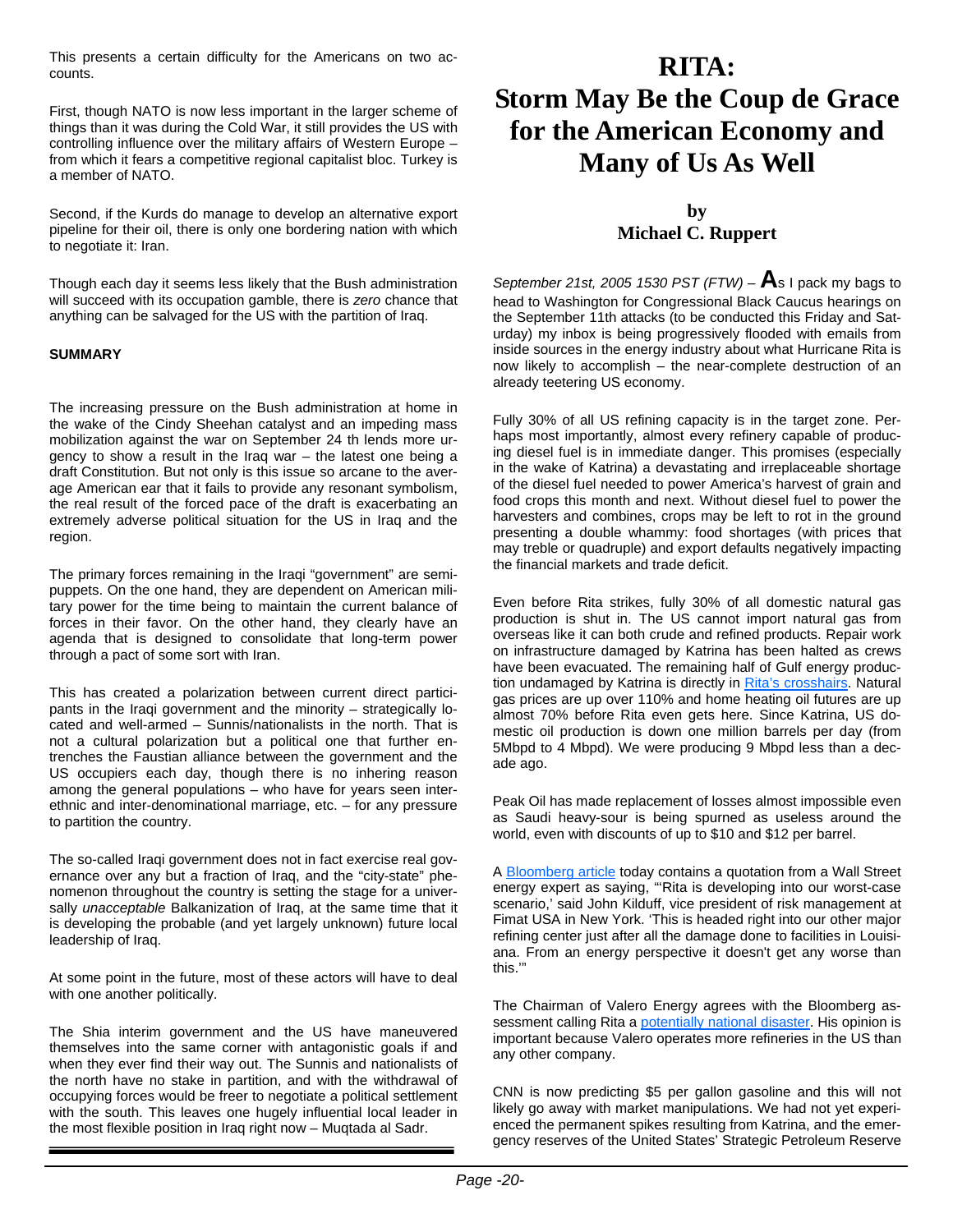This presents a certain difficulty for the Americans on two accounts.

First, though NATO is now less important in the larger scheme of things than it was during the Cold War, it still provides the US with controlling influence over the military affairs of Western Europe – from which it fears a competitive regional capitalist bloc. Turkey is a member of NATO.

Second, if the Kurds do manage to develop an alternative export pipeline for their oil, there is only one bordering nation with which to negotiate it: Iran.

Though each day it seems less likely that the Bush administration will succeed with its occupation gamble, there is *zero* chance that anything can be salvaged for the US with the partition of Iraq.

**SUMMARY**

The increasing pressure on the Bush administration at home in the wake of the Cindy Sheehan catalyst and an impeding mass mobilization against the war on September 24 th lends more urgency to show a result in the Iraq war – the latest one being a draft Constitution. But not only is this issue so arcane to the average American ear that it fails to provide any resonant symbolism, the real result of the forced pace of the draft is exacerbating an extremely adverse political situation for the US in Iraq and the region.

The primary forces remaining in the Iraqi "government" are semi-puppets. On the one hand, they are dependent on American military power for the time being to maintain the current balance of forces in their favor. On the other hand, they clearly have an agenda that is designed to consolidate that long-term power through a pact of some sort with Iran.

This has created a polarization between current direct participants in the Iraqi government and the minority – strategically located and well-armed – Sunnis/nationalists in the north. That is not a cultural polarization but a political one that further entrenches the Faustian alliance between the government and the US occupiers each day, though there is no inhering reason among the general populations – who have for years seen inter-ethnic and inter-denominational marriage, etc. – for any pressure to partition the country.

The so-called Iraqi government does not in fact exercise real governance over any but a fraction of Iraq, and the "city-state" phenomenon throughout the country is setting the stage for a universally *unacceptable* Balkanization of Iraq, at the same time that it is developing the probable (and yet largely unknown) future local leadership of Iraq.

At some point in the future, most of these actors will have to deal with one another politically.

The Shia interim government and the US have maneuvered themselves into the same corner with antagonistic goals if and when they ever find their way out. The Sunnis and nationalists of the north have no stake in partition, and with the withdrawal of occupying forces would be freer to negotiate a political settlement with the south. This leaves one hugely influential local leader in the most flexible position in Iraq right now – Muqtada al Sadr.

# RITA: Storm May Be the Coup de Grace for the American Economy and Many of Us As Well

**by**
**Michael C. Ruppert**

*September 21st, 2005 1530 PST (FTW)* – **A**s I pack my bags to head to Washington for Congressional Black Caucus hearings on the September 11th attacks (to be conducted this Friday and Saturday) my inbox is being progressively flooded with emails from inside sources in the energy industry about what Hurricane Rita is now likely to accomplish – the near-complete destruction of an already teetering US economy.

Fully 30% of all US refining capacity is in the target zone. Perhaps most importantly, almost every refinery capable of producing diesel fuel is in immediate danger. This promises (especially in the wake of Katrina) a devastating and irreplaceable shortage of the diesel fuel needed to power America's harvest of grain and food crops this month and next. Without diesel fuel to power the harvesters and combines, crops may be left to rot in the ground presenting a double whammy: food shortages (with prices that may treble or quadruple) and export defaults negatively impacting the financial markets and trade deficit.

Even before Rita strikes, fully 30% of all domestic natural gas production is shut in. The US cannot import natural gas from overseas like it can both crude and refined products. Repair work on infrastructure damaged by Katrina has been halted as crews have been evacuated. The remaining half of Gulf energy production undamaged by Katrina is directly in Rita's crosshairs. Natural gas prices are up over 110% and home heating oil futures are up almost 70% before Rita even gets here. Since Katrina, US domestic oil production is down one million barrels per day (from 5Mbpd to 4 Mbpd). We were producing 9 Mbpd less than a decade ago.

Peak Oil has made replacement of losses almost impossible even as Saudi heavy-sour is being spurned as useless around the world, even with discounts of up to $10 and $12 per barrel.

A Bloomberg article today contains a quotation from a Wall Street energy expert as saying, "'Rita is developing into our worst-case scenario,' said John Kilduff, vice president of risk management at Fimat USA in New York. 'This is headed right into our other major refining center just after all the damage done to facilities in Louisiana. From an energy perspective it doesn't get any worse than this.'"

The Chairman of Valero Energy agrees with the Bloomberg assessment calling Rita a potentially national disaster. His opinion is important because Valero operates more refineries in the US than any other company.

CNN is now predicting $5 per gallon gasoline and this will not likely go away with market manipulations. We had not yet experienced the permanent spikes resulting from Katrina, and the emergency reserves of the United States' Strategic Petroleum Reserve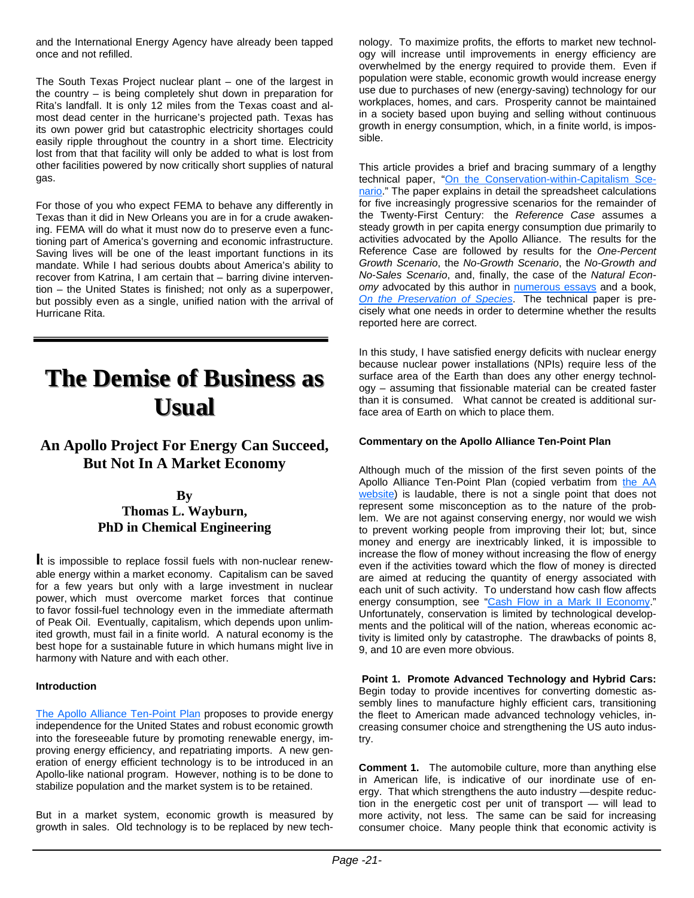and the International Energy Agency have already been tapped once and not refilled.

The South Texas Project nuclear plant – one of the largest in the country – is being completely shut down in preparation for Rita's landfall. It is only 12 miles from the Texas coast and almost dead center in the hurricane's projected path. Texas has its own power grid but catastrophic electricity shortages could easily ripple throughout the country in a short time. Electricity lost from that that facility will only be added to what is lost from other facilities powered by now critically short supplies of natural gas.

For those of you who expect FEMA to behave any differently in Texas than it did in New Orleans you are in for a crude awakening. FEMA will do what it must now do to preserve even a functioning part of America's governing and economic infrastructure. Saving lives will be one of the least important functions in its mandate. While I had serious doubts about America's ability to recover from Katrina, I am certain that – barring divine intervention – the United States is finished; not only as a superpower, but possibly even as a single, unified nation with the arrival of Hurricane Rita.

---

# The Demise of Business as Usual

## An Apollo Project For Energy Can Succeed, But Not In A Market Economy

### By Thomas L. Wayburn, PhD in Chemical Engineering

It is impossible to replace fossil fuels with non-nuclear renewable energy within a market economy. Capitalism can be saved for a few years but only with a large investment in nuclear power, which must overcome market forces that continue to favor fossil-fuel technology even in the immediate aftermath of Peak Oil. Eventually, capitalism, which depends upon unlimited growth, must fail in a finite world. A natural economy is the best hope for a sustainable future in which humans might live in harmony with Nature and with each other.

**Introduction**

The Apollo Alliance Ten-Point Plan proposes to provide energy independence for the United States and robust economic growth into the foreseeable future by promoting renewable energy, improving energy efficiency, and repatriating imports. A new generation of energy efficient technology is to be introduced in an Apollo-like national program. However, nothing is to be done to stabilize population and the market system is to be retained.

But in a market system, economic growth is measured by growth in sales. Old technology is to be replaced by new technology. To maximize profits, the efforts to market new technology will increase until improvements in energy efficiency are overwhelmed by the energy required to provide them. Even if population were stable, economic growth would increase energy use due to purchases of new (energy-saving) technology for our workplaces, homes, and cars. Prosperity cannot be maintained in a society based upon buying and selling without continuous growth in energy consumption, which, in a finite world, is impossible.

This article provides a brief and bracing summary of a lengthy technical paper, "On the Conservation-within-Capitalism Scenario." The paper explains in detail the spreadsheet calculations for five increasingly progressive scenarios for the remainder of the Twenty-First Century: the *Reference Case* assumes a steady growth in per capita energy consumption due primarily to activities advocated by the Apollo Alliance. The results for the Reference Case are followed by results for the *One-Percent Growth Scenario*, the *No-Growth Scenario*, the *No-Growth and No-Sales Scenario*, and, finally, the case of the *Natural Economy* advocated by this author in numerous essays and a book, *On the Preservation of Species*. The technical paper is precisely what one needs in order to determine whether the results reported here are correct.

In this study, I have satisfied energy deficits with nuclear energy because nuclear power installations (NPIs) require less of the surface area of the Earth than does any other energy technology – assuming that fissionable material can be created faster than it is consumed. What cannot be created is additional surface area of Earth on which to place them.

**Commentary on the Apollo Alliance Ten-Point Plan**

Although much of the mission of the first seven points of the Apollo Alliance Ten-Point Plan (copied verbatim from the AA website) is laudable, there is not a single point that does not represent some misconception as to the nature of the problem. We are not against conserving energy, nor would we wish to prevent working people from improving their lot; but, since money and energy are inextricably linked, it is impossible to increase the flow of money without increasing the flow of energy even if the activities toward which the flow of money is directed are aimed at reducing the quantity of energy associated with each unit of such activity. To understand how cash flow affects energy consumption, see "Cash Flow in a Mark II Economy." Unfortunately, conservation is limited by technological developments and the political will of the nation, whereas economic activity is limited only by catastrophe. The drawbacks of points 8, 9, and 10 are even more obvious.

**Point 1. Promote Advanced Technology and Hybrid Cars:** Begin today to provide incentives for converting domestic assembly lines to manufacture highly efficient cars, transitioning the fleet to American made advanced technology vehicles, increasing consumer choice and strengthening the US auto industry.

**Comment 1.** The automobile culture, more than anything else in American life, is indicative of our inordinate use of energy. That which strengthens the auto industry —despite reduction in the energetic cost per unit of transport — will lead to more activity, not less. The same can be said for increasing consumer choice. Many people think that economic activity is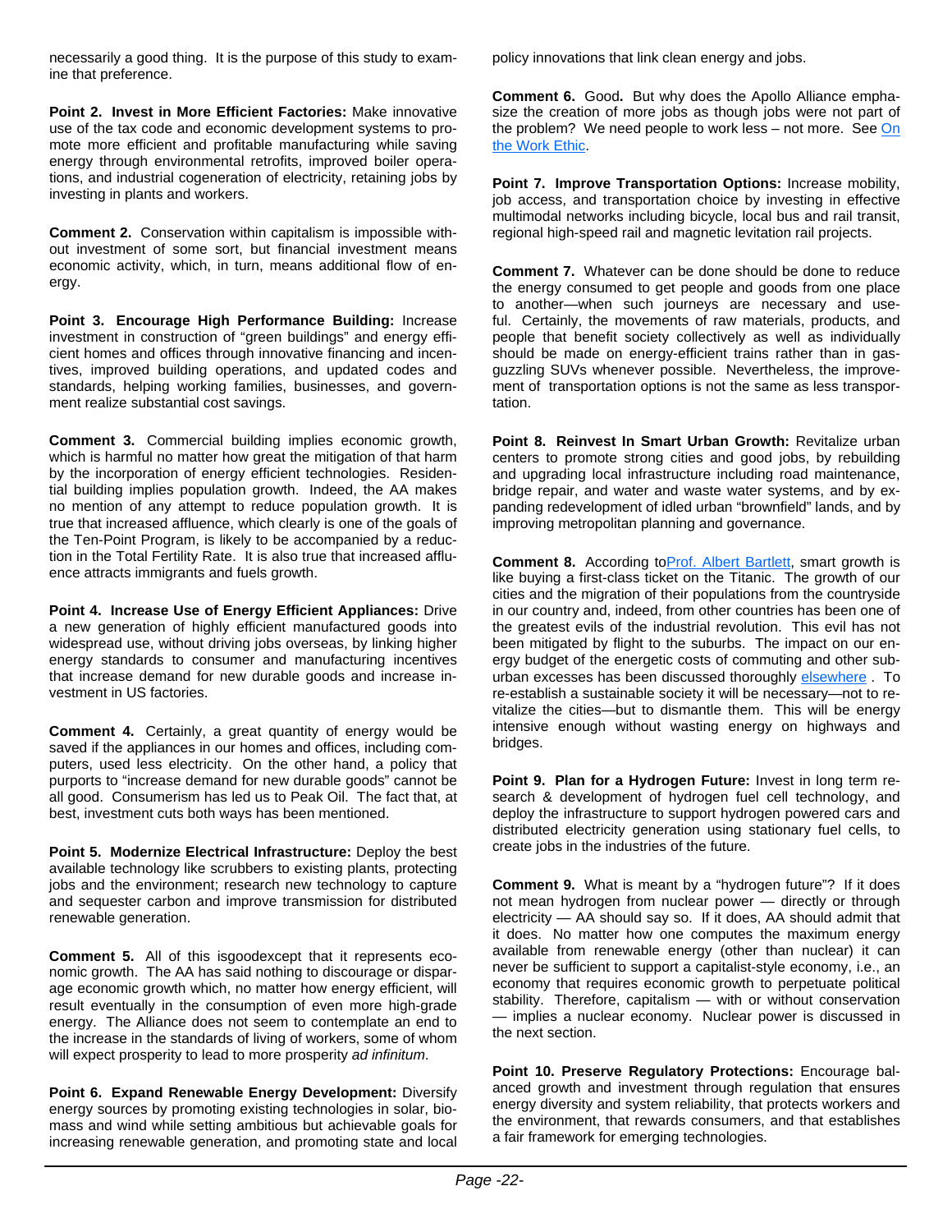necessarily a good thing. It is the purpose of this study to examine that preference.

**Point 2. Invest in More Efficient Factories:** Make innovative use of the tax code and economic development systems to promote more efficient and profitable manufacturing while saving energy through environmental retrofits, improved boiler operations, and industrial cogeneration of electricity, retaining jobs by investing in plants and workers.

**Comment 2.** Conservation within capitalism is impossible without investment of some sort, but financial investment means economic activity, which, in turn, means additional flow of energy.

**Point 3. Encourage High Performance Building:** Increase investment in construction of "green buildings" and energy efficient homes and offices through innovative financing and incentives, improved building operations, and updated codes and standards, helping working families, businesses, and government realize substantial cost savings.

**Comment 3.** Commercial building implies economic growth, which is harmful no matter how great the mitigation of that harm by the incorporation of energy efficient technologies. Residential building implies population growth. Indeed, the AA makes no mention of any attempt to reduce population growth. It is true that increased affluence, which clearly is one of the goals of the Ten-Point Program, is likely to be accompanied by a reduction in the Total Fertility Rate. It is also true that increased affluence attracts immigrants and fuels growth.

**Point 4. Increase Use of Energy Efficient Appliances:** Drive a new generation of highly efficient manufactured goods into widespread use, without driving jobs overseas, by linking higher energy standards to consumer and manufacturing incentives that increase demand for new durable goods and increase investment in US factories.

**Comment 4.** Certainly, a great quantity of energy would be saved if the appliances in our homes and offices, including computers, used less electricity. On the other hand, a policy that purports to "increase demand for new durable goods" cannot be all good. Consumerism has led us to Peak Oil. The fact that, at best, investment cuts both ways has been mentioned.

**Point 5. Modernize Electrical Infrastructure:** Deploy the best available technology like scrubbers to existing plants, protecting jobs and the environment; research new technology to capture and sequester carbon and improve transmission for distributed renewable generation.

**Comment 5.** All of this isgoodexcept that it represents economic growth. The AA has said nothing to discourage or disparage economic growth which, no matter how energy efficient, will result eventually in the consumption of even more high-grade energy. The Alliance does not seem to contemplate an end to the increase in the standards of living of workers, some of whom will expect prosperity to lead to more prosperity *ad infinitum*.

**Point 6. Expand Renewable Energy Development:** Diversify energy sources by promoting existing technologies in solar, biomass and wind while setting ambitious but achievable goals for increasing renewable generation, and promoting state and local policy innovations that link clean energy and jobs.

**Comment 6.** Good**.** But why does the Apollo Alliance emphasize the creation of more jobs as though jobs were not part of the problem? We need people to work less – not more. See On the Work Ethic.

**Point 7. Improve Transportation Options:** Increase mobility, job access, and transportation choice by investing in effective multimodal networks including bicycle, local bus and rail transit, regional high-speed rail and magnetic levitation rail projects.

**Comment 7.** Whatever can be done should be done to reduce the energy consumed to get people and goods from one place to another—when such journeys are necessary and useful. Certainly, the movements of raw materials, products, and people that benefit society collectively as well as individually should be made on energy-efficient trains rather than in gas-guzzling SUVs whenever possible. Nevertheless, the improvement of transportation options is not the same as less transportation.

**Point 8. Reinvest In Smart Urban Growth:** Revitalize urban centers to promote strong cities and good jobs, by rebuilding and upgrading local infrastructure including road maintenance, bridge repair, and water and waste water systems, and by expanding redevelopment of idled urban "brownfield" lands, and by improving metropolitan planning and governance.

**Comment 8.** According toProf. Albert Bartlett, smart growth is like buying a first-class ticket on the Titanic. The growth of our cities and the migration of their populations from the countryside in our country and, indeed, from other countries has been one of the greatest evils of the industrial revolution. This evil has not been mitigated by flight to the suburbs. The impact on our energy budget of the energetic costs of commuting and other suburban excesses has been discussed thoroughly elsewhere . To re-establish a sustainable society it will be necessary—not to revitalize the cities—but to dismantle them. This will be energy intensive enough without wasting energy on highways and bridges.

**Point 9. Plan for a Hydrogen Future:** Invest in long term research & development of hydrogen fuel cell technology, and deploy the infrastructure to support hydrogen powered cars and distributed electricity generation using stationary fuel cells, to create jobs in the industries of the future.

**Comment 9.** What is meant by a "hydrogen future"? If it does not mean hydrogen from nuclear power — directly or through electricity — AA should say so. If it does, AA should admit that it does. No matter how one computes the maximum energy available from renewable energy (other than nuclear) it can never be sufficient to support a capitalist-style economy, i.e., an economy that requires economic growth to perpetuate political stability. Therefore, capitalism — with or without conservation — implies a nuclear economy. Nuclear power is discussed in the next section.

**Point 10. Preserve Regulatory Protections:** Encourage balanced growth and investment through regulation that ensures energy diversity and system reliability, that protects workers and the environment, that rewards consumers, and that establishes a fair framework for emerging technologies.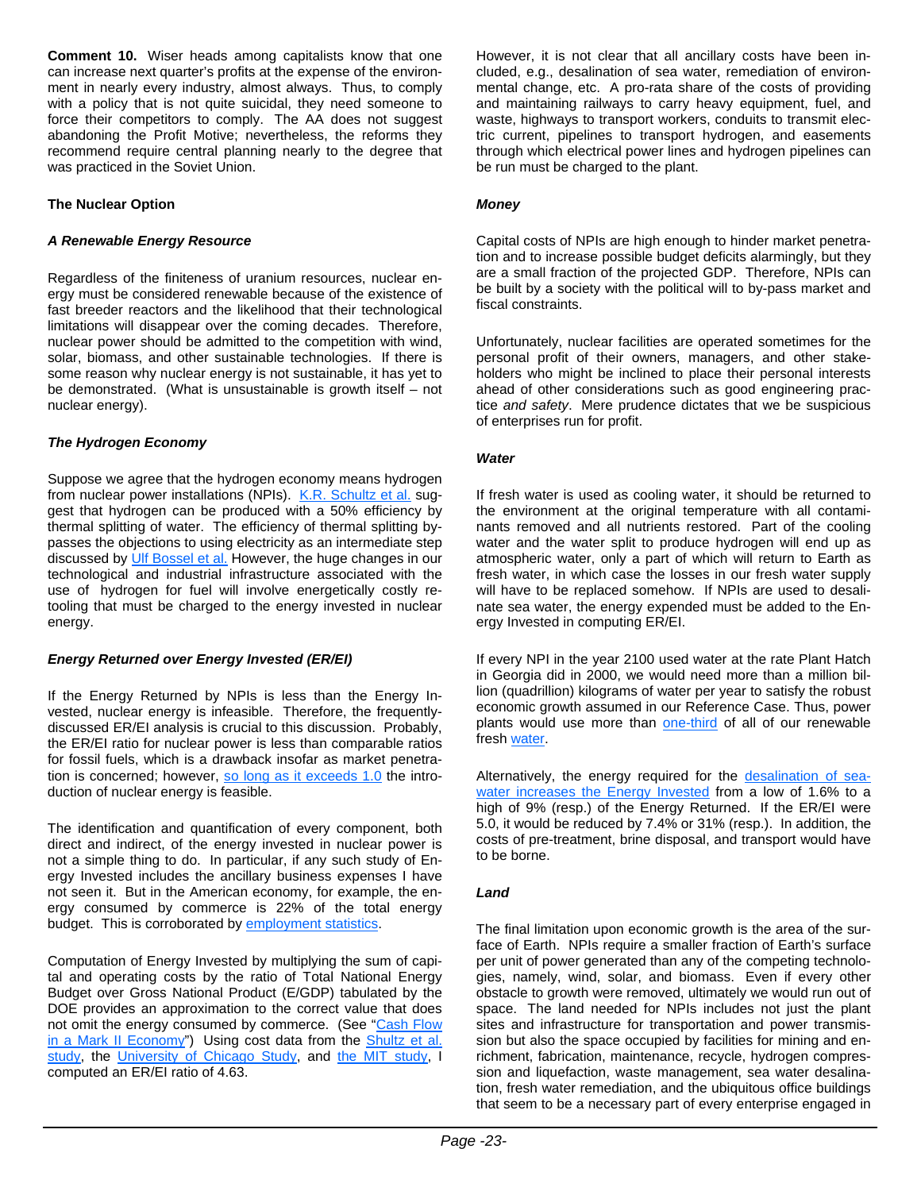**Comment 10.** Wiser heads among capitalists know that one can increase next quarter's profits at the expense of the environment in nearly every industry, almost always. Thus, to comply with a policy that is not quite suicidal, they need someone to force their competitors to comply. The AA does not suggest abandoning the Profit Motive; nevertheless, the reforms they recommend require central planning nearly to the degree that was practiced in the Soviet Union.

### The Nuclear Option

#### *A Renewable Energy Resource*

Regardless of the finiteness of uranium resources, nuclear energy must be considered renewable because of the existence of fast breeder reactors and the likelihood that their technological limitations will disappear over the coming decades. Therefore, nuclear power should be admitted to the competition with wind, solar, biomass, and other sustainable technologies. If there is some reason why nuclear energy is not sustainable, it has yet to be demonstrated. (What is unsustainable is growth itself – not nuclear energy).

#### *The Hydrogen Economy*

Suppose we agree that the hydrogen economy means hydrogen from nuclear power installations (NPIs). K.R. Schultz et al. suggest that hydrogen can be produced with a 50% efficiency by thermal splitting of water. The efficiency of thermal splitting bypasses the objections to using electricity as an intermediate step discussed by Ulf Bossel et al. However, the huge changes in our technological and industrial infrastructure associated with the use of hydrogen for fuel will involve energetically costly retooling that must be charged to the energy invested in nuclear energy.

#### *Energy Returned over Energy Invested (ER/EI)*

If the Energy Returned by NPIs is less than the Energy Invested, nuclear energy is infeasible. Therefore, the frequently-discussed ER/EI analysis is crucial to this discussion. Probably, the ER/EI ratio for nuclear power is less than comparable ratios for fossil fuels, which is a drawback insofar as market penetration is concerned; however, so long as it exceeds 1.0 the introduction of nuclear energy is feasible.

The identification and quantification of every component, both direct and indirect, of the energy invested in nuclear power is not a simple thing to do. In particular, if any such study of Energy Invested includes the ancillary business expenses I have not seen it. But in the American economy, for example, the energy consumed by commerce is 22% of the total energy budget. This is corroborated by employment statistics.

Computation of Energy Invested by multiplying the sum of capital and operating costs by the ratio of Total National Energy Budget over Gross National Product (E/GDP) tabulated by the DOE provides an approximation to the correct value that does not omit the energy consumed by commerce. (See "Cash Flow in a Mark II Economy") Using cost data from the Shultz et al. study, the University of Chicago Study, and the MIT study, I computed an ER/EI ratio of 4.63.

However, it is not clear that all ancillary costs have been included, e.g., desalination of sea water, remediation of environmental change, etc. A pro-rata share of the costs of providing and maintaining railways to carry heavy equipment, fuel, and waste, highways to transport workers, conduits to transmit electric current, pipelines to transport hydrogen, and easements through which electrical power lines and hydrogen pipelines can be run must be charged to the plant.

#### *Money*

Capital costs of NPIs are high enough to hinder market penetration and to increase possible budget deficits alarmingly, but they are a small fraction of the projected GDP. Therefore, NPIs can be built by a society with the political will to by-pass market and fiscal constraints.

Unfortunately, nuclear facilities are operated sometimes for the personal profit of their owners, managers, and other stakeholders who might be inclined to place their personal interests ahead of other considerations such as good engineering practice *and safety*. Mere prudence dictates that we be suspicious of enterprises run for profit.

#### *Water*

If fresh water is used as cooling water, it should be returned to the environment at the original temperature with all contaminants removed and all nutrients restored. Part of the cooling water and the water split to produce hydrogen will end up as atmospheric water, only a part of which will return to Earth as fresh water, in which case the losses in our fresh water supply will have to be replaced somehow. If NPIs are used to desalinate sea water, the energy expended must be added to the Energy Invested in computing ER/EI.

If every NPI in the year 2100 used water at the rate Plant Hatch in Georgia did in 2000, we would need more than a million billion (quadrillion) kilograms of water per year to satisfy the robust economic growth assumed in our Reference Case. Thus, power plants would use more than one-third of all of our renewable fresh water.

Alternatively, the energy required for the desalination of seawater increases the Energy Invested from a low of 1.6% to a high of 9% (resp.) of the Energy Returned. If the ER/EI were 5.0, it would be reduced by 7.4% or 31% (resp.). In addition, the costs of pre-treatment, brine disposal, and transport would have to be borne.

#### *Land*

The final limitation upon economic growth is the area of the surface of Earth. NPIs require a smaller fraction of Earth's surface per unit of power generated than any of the competing technologies, namely, wind, solar, and biomass. Even if every other obstacle to growth were removed, ultimately we would run out of space. The land needed for NPIs includes not just the plant sites and infrastructure for transportation and power transmission but also the space occupied by facilities for mining and enrichment, fabrication, maintenance, recycle, hydrogen compression and liquefaction, waste management, sea water desalination, fresh water remediation, and the ubiquitous office buildings that seem to be a necessary part of every enterprise engaged in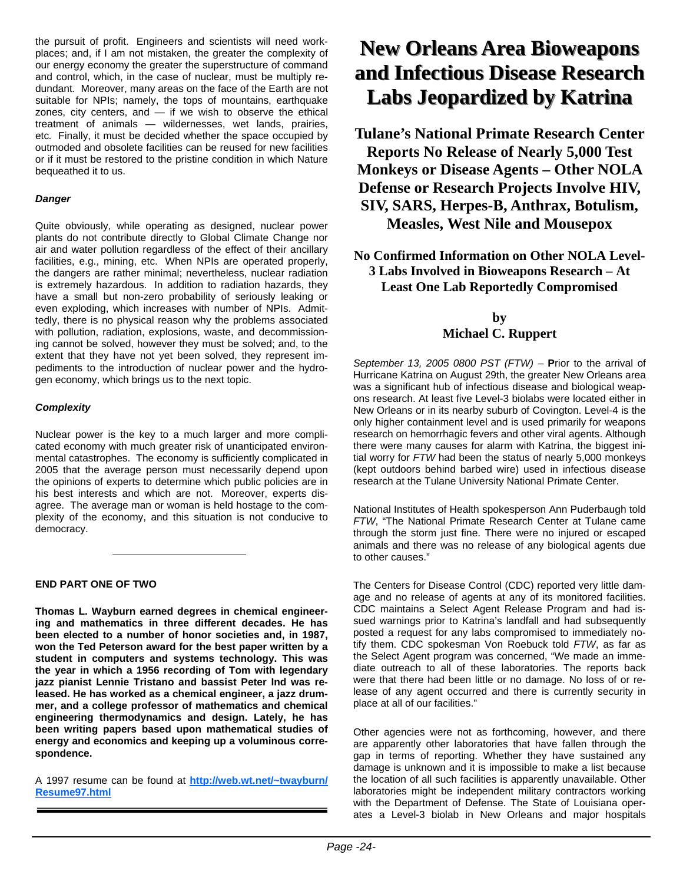the pursuit of profit. Engineers and scientists will need workplaces; and, if I am not mistaken, the greater the complexity of our energy economy the greater the superstructure of command and control, which, in the case of nuclear, must be multiply redundant. Moreover, many areas on the face of the Earth are not suitable for NPIs; namely, the tops of mountains, earthquake zones, city centers, and — if we wish to observe the ethical treatment of animals — wildernesses, wet lands, prairies, etc. Finally, it must be decided whether the space occupied by outmoded and obsolete facilities can be reused for new facilities or if it must be restored to the pristine condition in which Nature bequeathed it to us.

***Danger***

Quite obviously, while operating as designed, nuclear power plants do not contribute directly to Global Climate Change nor air and water pollution regardless of the effect of their ancillary facilities, e.g., mining, etc. When NPIs are operated properly, the dangers are rather minimal; nevertheless, nuclear radiation is extremely hazardous. In addition to radiation hazards, they have a small but non-zero probability of seriously leaking or even exploding, which increases with number of NPIs. Admittedly, there is no physical reason why the problems associated with pollution, radiation, explosions, waste, and decommissioning cannot be solved, however they must be solved; and, to the extent that they have not yet been solved, they represent impediments to the introduction of nuclear power and the hydrogen economy, which brings us to the next topic.

***Complexity***

Nuclear power is the key to a much larger and more complicated economy with much greater risk of unanticipated environmental catastrophes. The economy is sufficiently complicated in 2005 that the average person must necessarily depend upon the opinions of experts to determine which public policies are in his best interests and which are not. Moreover, experts disagree. The average man or woman is held hostage to the complexity of the economy, and this situation is not conducive to democracy.

---

**END PART ONE OF TWO**

**Thomas L. Wayburn earned degrees in chemical engineering and mathematics in three different decades. He has been elected to a number of honor societies and, in 1987, won the Ted Peterson award for the best paper written by a student in computers and systems technology. This was the year in which a 1956 recording of Tom with legendary jazz pianist Lennie Tristano and bassist Peter Ind was released. He has worked as a chemical engineer, a jazz drummer, and a college professor of mathematics and chemical engineering thermodynamics and design. Lately, he has been writing papers based upon mathematical studies of energy and economics and keeping up a voluminous correspondence.**

A 1997 resume can be found at **http://web.wt.net/~twayburn/Resume97.html**

---

# New Orleans Area Bioweapons and Infectious Disease Research Labs Jeopardized by Katrina

## Tulane's National Primate Research Center Reports No Release of Nearly 5,000 Test Monkeys or Disease Agents – Other NOLA Defense or Research Projects Involve HIV, SIV, SARS, Herpes-B, Anthrax, Botulism, Measles, West Nile and Mousepox

### No Confirmed Information on Other NOLA Level-3 Labs Involved in Bioweapons Research – At Least One Lab Reportedly Compromised

**by**
**Michael C. Ruppert**

*September 13, 2005 0800 PST (FTW)* – **P**rior to the arrival of Hurricane Katrina on August 29th, the greater New Orleans area was a significant hub of infectious disease and biological weapons research. At least five Level-3 biolabs were located either in New Orleans or in its nearby suburb of Covington. Level-4 is the only higher containment level and is used primarily for weapons research on hemorrhagic fevers and other viral agents. Although there were many causes for alarm with Katrina, the biggest initial worry for *FTW* had been the status of nearly 5,000 monkeys (kept outdoors behind barbed wire) used in infectious disease research at the Tulane University National Primate Center.

National Institutes of Health spokesperson Ann Puderbaugh told *FTW*, "The National Primate Research Center at Tulane came through the storm just fine. There were no injured or escaped animals and there was no release of any biological agents due to other causes."

The Centers for Disease Control (CDC) reported very little damage and no release of agents at any of its monitored facilities. CDC maintains a Select Agent Release Program and had issued warnings prior to Katrina's landfall and had subsequently posted a request for any labs compromised to immediately notify them. CDC spokesman Von Roebuck told *FTW*, as far as the Select Agent program was concerned, "We made an immediate outreach to all of these laboratories. The reports back were that there had been little or no damage. No loss of or release of any agent occurred and there is currently security in place at all of our facilities."

Other agencies were not as forthcoming, however, and there are apparently other laboratories that have fallen through the gap in terms of reporting. Whether they have sustained any damage is unknown and it is impossible to make a list because the location of all such facilities is apparently unavailable. Other laboratories might be independent military contractors working with the Department of Defense. The State of Louisiana operates a Level-3 biolab in New Orleans and major hospitals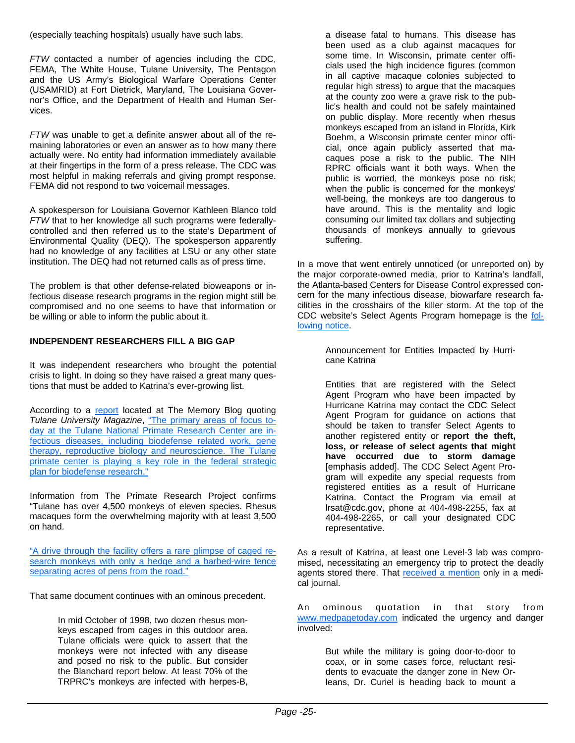(especially teaching hospitals) usually have such labs.

*FTW* contacted a number of agencies including the CDC, FEMA, The White House, Tulane University, The Pentagon and the US Army's Biological Warfare Operations Center (USAMRID) at Fort Dietrick, Maryland, The Louisiana Governor's Office, and the Department of Health and Human Services.

*FTW* was unable to get a definite answer about all of the remaining laboratories or even an answer as to how many there actually were. No entity had information immediately available at their fingertips in the form of a press release. The CDC was most helpful in making referrals and giving prompt response. FEMA did not respond to two voicemail messages.

A spokesperson for Louisiana Governor Kathleen Blanco told *FTW* that to her knowledge all such programs were federally-controlled and then referred us to the state's Department of Environmental Quality (DEQ). The spokesperson apparently had no knowledge of any facilities at LSU or any other state institution. The DEQ had not returned calls as of press time.

The problem is that other defense-related bioweapons or infectious disease research programs in the region might still be compromised and no one seems to have that information or be willing or able to inform the public about it.

**INDEPENDENT RESEARCHERS FILL A BIG GAP**

It was independent researchers who brought the potential crisis to light. In doing so they have raised a great many questions that must be added to Katrina's ever-growing list.

According to a report located at The Memory Blog quoting *Tulane University Magazine*, "The primary areas of focus today at the Tulane National Primate Research Center are infectious diseases, including biodefense related work, gene therapy, reproductive biology and neuroscience. The Tulane primate center is playing a key role in the federal strategic plan for biodefense research."

Information from The Primate Research Project confirms "Tulane has over 4,500 monkeys of eleven species. Rhesus macaques form the overwhelming majority with at least 3,500 on hand.

"A drive through the facility offers a rare glimpse of caged research monkeys with only a hedge and a barbed-wire fence separating acres of pens from the road."

That same document continues with an ominous precedent.

> In mid October of 1998, two dozen rhesus monkeys escaped from cages in this outdoor area. Tulane officials were quick to assert that the monkeys were not infected with any disease and posed no risk to the public. But consider the Blanchard report below. At least 70% of the TRPRC's monkeys are infected with herpes-B, a disease fatal to humans. This disease has been used as a club against macaques for some time. In Wisconsin, primate center officials used the high incidence figures (common in all captive macaque colonies subjected to regular high stress) to argue that the macaques at the county zoo were a grave risk to the public's health and could not be safely maintained on public display. More recently when rhesus monkeys escaped from an island in Florida, Kirk Boehm, a Wisconsin primate center minor official, once again publicly asserted that macaques pose a risk to the public. The NIH RPRC officials want it both ways. When the public is worried, the monkeys pose no risk; when the public is concerned for the monkeys' well-being, the monkeys are too dangerous to have around. This is the mentality and logic consuming our limited tax dollars and subjecting thousands of monkeys annually to grievous suffering.

In a move that went entirely unnoticed (or unreported on) by the major corporate-owned media, prior to Katrina's landfall, the Atlanta-based Centers for Disease Control expressed concern for the many infectious disease, biowarfare research facilities in the crosshairs of the killer storm. At the top of the CDC website's Select Agents Program homepage is the following notice.

> Announcement for Entities Impacted by Hurricane Katrina
>
> Entities that are registered with the Select Agent Program who have been impacted by Hurricane Katrina may contact the CDC Select Agent Program for guidance on actions that should be taken to transfer Select Agents to another registered entity or **report the theft, loss, or release of select agents that might have occurred due to storm damage** [emphasis added]. The CDC Select Agent Program will expedite any special requests from registered entities as a result of Hurricane Katrina. Contact the Program via email at lrsat@cdc.gov, phone at 404-498-2255, fax at 404-498-2265, or call your designated CDC representative.

As a result of Katrina, at least one Level-3 lab was compromised, necessitating an emergency trip to protect the deadly agents stored there. That received a mention only in a medical journal.

An ominous quotation in that story from www.medpagetoday.com indicated the urgency and danger involved:

> But while the military is going door-to-door to coax, or in some cases force, reluctant residents to evacuate the danger zone in New Orleans, Dr. Curiel is heading back to mount a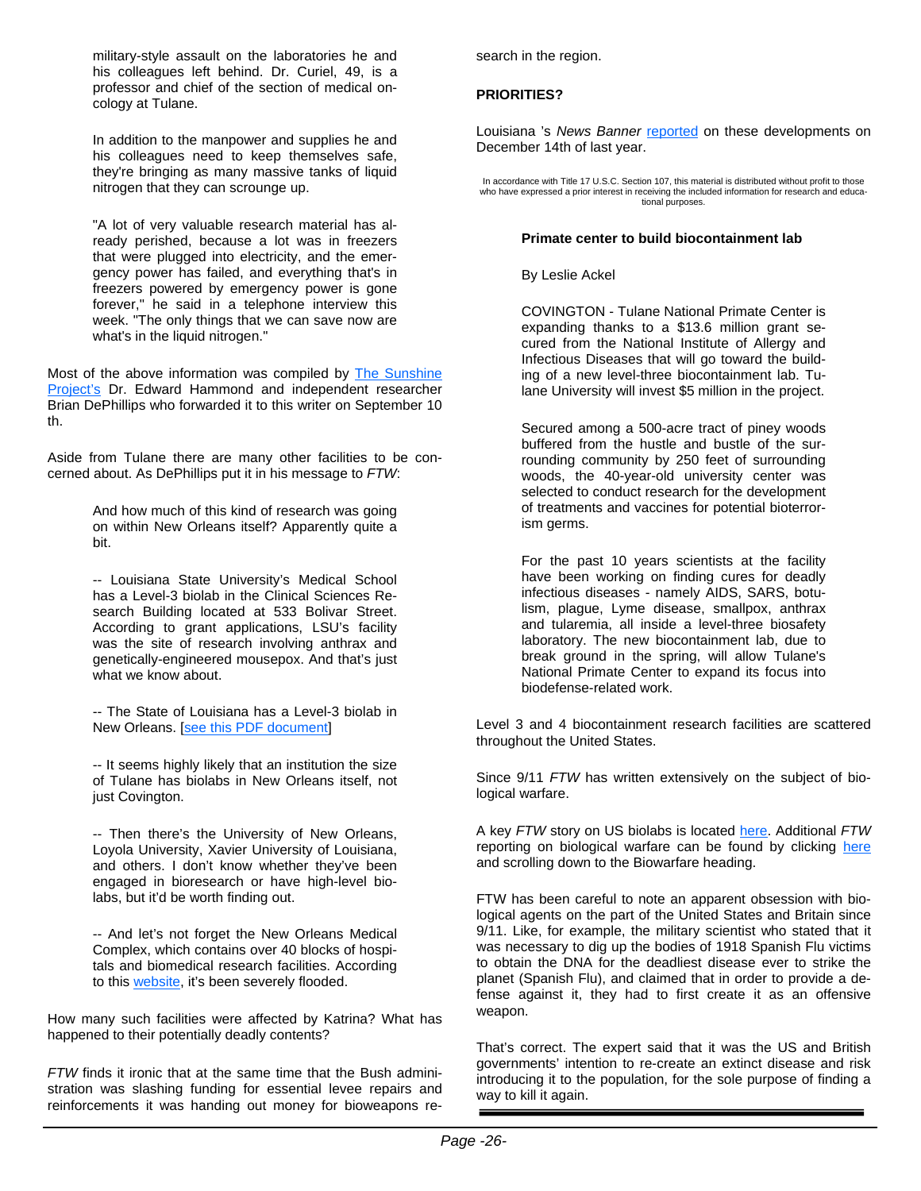military-style assault on the laboratories he and his colleagues left behind. Dr. Curiel, 49, is a professor and chief of the section of medical oncology at Tulane.

> In addition to the manpower and supplies he and his colleagues need to keep themselves safe, they're bringing as many massive tanks of liquid nitrogen that they can scrounge up.
>
> "A lot of very valuable research material has already perished, because a lot was in freezers that were plugged into electricity, and the emergency power has failed, and everything that's in freezers powered by emergency power is gone forever," he said in a telephone interview this week. "The only things that we can save now are what's in the liquid nitrogen."

Most of the above information was compiled by [The Sunshine Project's] Dr. Edward Hammond and independent researcher Brian DePhillips who forwarded it to this writer on September 10 th.

Aside from Tulane there are many other facilities to be concerned about. As DePhillips put it in his message to *FTW*:

> And how much of this kind of research was going on within New Orleans itself? Apparently quite a bit.
>
> -- Louisiana State University's Medical School has a Level-3 biolab in the Clinical Sciences Research Building located at 533 Bolivar Street. According to grant applications, LSU's facility was the site of research involving anthrax and genetically-engineered mousepox. And that's just what we know about.
>
> -- The State of Louisiana has a Level-3 biolab in New Orleans. [see this PDF document]
>
> -- It seems highly likely that an institution the size of Tulane has biolabs in New Orleans itself, not just Covington.
>
> -- Then there's the University of New Orleans, Loyola University, Xavier University of Louisiana, and others. I don't know whether they've been engaged in bioresearch or have high-level biolabs, but it'd be worth finding out.
>
> -- And let's not forget the New Orleans Medical Complex, which contains over 40 blocks of hospitals and biomedical research facilities. According to this website, it's been severely flooded.

How many such facilities were affected by Katrina? What has happened to their potentially deadly contents?

*FTW* finds it ironic that at the same time that the Bush administration was slashing funding for essential levee repairs and reinforcements it was handing out money for bioweapons research in the region.

**PRIORITIES?**

Louisiana 's *News Banner* reported on these developments on December 14th of last year.

In accordance with Title 17 U.S.C. Section 107, this material is distributed without profit to those who have expressed a prior interest in receiving the included information for research and educational purposes.

> **Primate center to build biocontainment lab**
>
> By Leslie Ackel
>
> COVINGTON - Tulane National Primate Center is expanding thanks to a $13.6 million grant secured from the National Institute of Allergy and Infectious Diseases that will go toward the building of a new level-three biocontainment lab. Tulane University will invest $5 million in the project.
>
> Secured among a 500-acre tract of piney woods buffered from the hustle and bustle of the surrounding community by 250 feet of surrounding woods, the 40-year-old university center was selected to conduct research for the development of treatments and vaccines for potential bioterrorism germs.
>
> For the past 10 years scientists at the facility have been working on finding cures for deadly infectious diseases - namely AIDS, SARS, botulism, plague, Lyme disease, smallpox, anthrax and tularemia, all inside a level-three biosafety laboratory. The new biocontainment lab, due to break ground in the spring, will allow Tulane's National Primate Center to expand its focus into biodefense-related work.

Level 3 and 4 biocontainment research facilities are scattered throughout the United States.

Since 9/11 *FTW* has written extensively on the subject of biological warfare.

A key *FTW* story on US biolabs is located here. Additional *FTW* reporting on biological warfare can be found by clicking here and scrolling down to the Biowarfare heading.

FTW has been careful to note an apparent obsession with biological agents on the part of the United States and Britain since 9/11. Like, for example, the military scientist who stated that it was necessary to dig up the bodies of 1918 Spanish Flu victims to obtain the DNA for the deadliest disease ever to strike the planet (Spanish Flu), and claimed that in order to provide a defense against it, they had to first create it as an offensive weapon.

That's correct. The expert said that it was the US and British governments' intention to re-create an extinct disease and risk introducing it to the population, for the sole purpose of finding a way to kill it again.